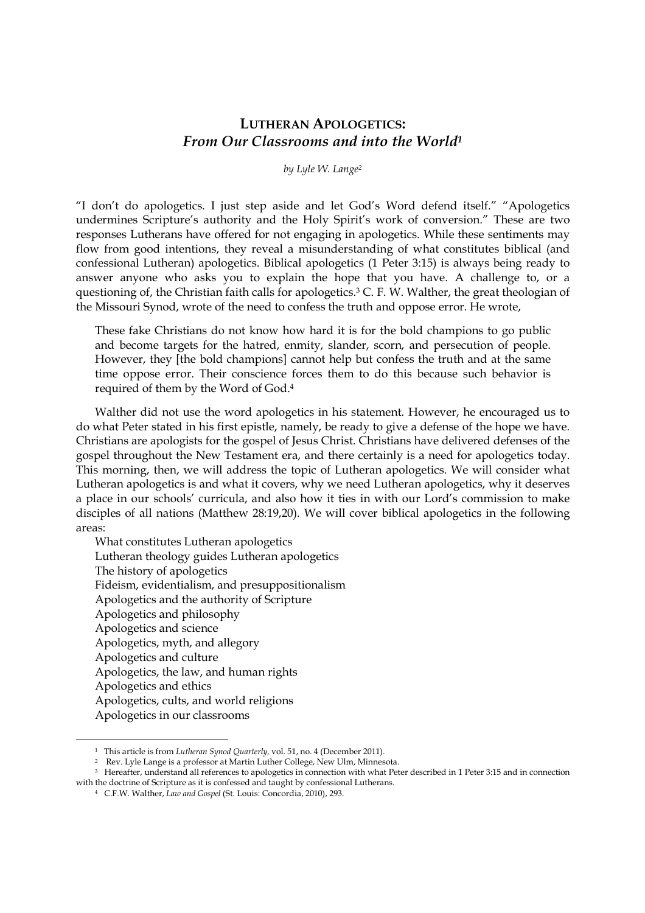# LUTHERAN APOLOGETICS: *From Our Classrooms and into the World*[1]

*by Lyle W. Lange*[2]

"I don't do apologetics. I just step aside and let God's Word defend itself." "Apologetics undermines Scripture's authority and the Holy Spirit's work of conversion." These are two responses Lutherans have offered for not engaging in apologetics. While these sentiments may flow from good intentions, they reveal a misunderstanding of what constitutes biblical (and confessional Lutheran) apologetics. Biblical apologetics (1 Peter 3:15) is always being ready to answer anyone who asks you to explain the hope that you have. A challenge to, or a questioning of, the Christian faith calls for apologetics.[3] C. F. W. Walther, the great theologian of the Missouri Synod, wrote of the need to confess the truth and oppose error. He wrote,

> These fake Christians do not know how hard it is for the bold champions to go public and become targets for the hatred, enmity, slander, scorn, and persecution of people. However, they [the bold champions] cannot help but confess the truth and at the same time oppose error. Their conscience forces them to do this because such behavior is required of them by the Word of God.[4]

Walther did not use the word apologetics in his statement. However, he encouraged us to do what Peter stated in his first epistle, namely, be ready to give a defense of the hope we have. Christians are apologists for the gospel of Jesus Christ. Christians have delivered defenses of the gospel throughout the New Testament era, and there certainly is a need for apologetics today. This morning, then, we will address the topic of Lutheran apologetics. We will consider what Lutheran apologetics is and what it covers, why we need Lutheran apologetics, why it deserves a place in our schools' curricula, and also how it ties in with our Lord's commission to make disciples of all nations (Matthew 28:19,20). We will cover biblical apologetics in the following areas:

- What constitutes Lutheran apologetics
- Lutheran theology guides Lutheran apologetics
- The history of apologetics
- Fideism, evidentialism, and presuppositionalism
- Apologetics and the authority of Scripture
- Apologetics and philosophy
- Apologetics and science
- Apologetics, myth, and allegory
- Apologetics and culture
- Apologetics, the law, and human rights
- Apologetics and ethics
- Apologetics, cults, and world religions
- Apologetics in our classrooms

---

[1] This article is from *Lutheran Synod Quarterly,* vol. 51, no. 4 (December 2011).

[2] Rev. Lyle Lange is a professor at Martin Luther College, New Ulm, Minnesota.

[3] Hereafter, understand all references to apologetics in connection with what Peter described in 1 Peter 3:15 and in connection with the doctrine of Scripture as it is confessed and taught by confessional Lutherans.

[4] C.F.W. Walther, *Law and Gospel* (St. Louis: Concordia, 2010), 293.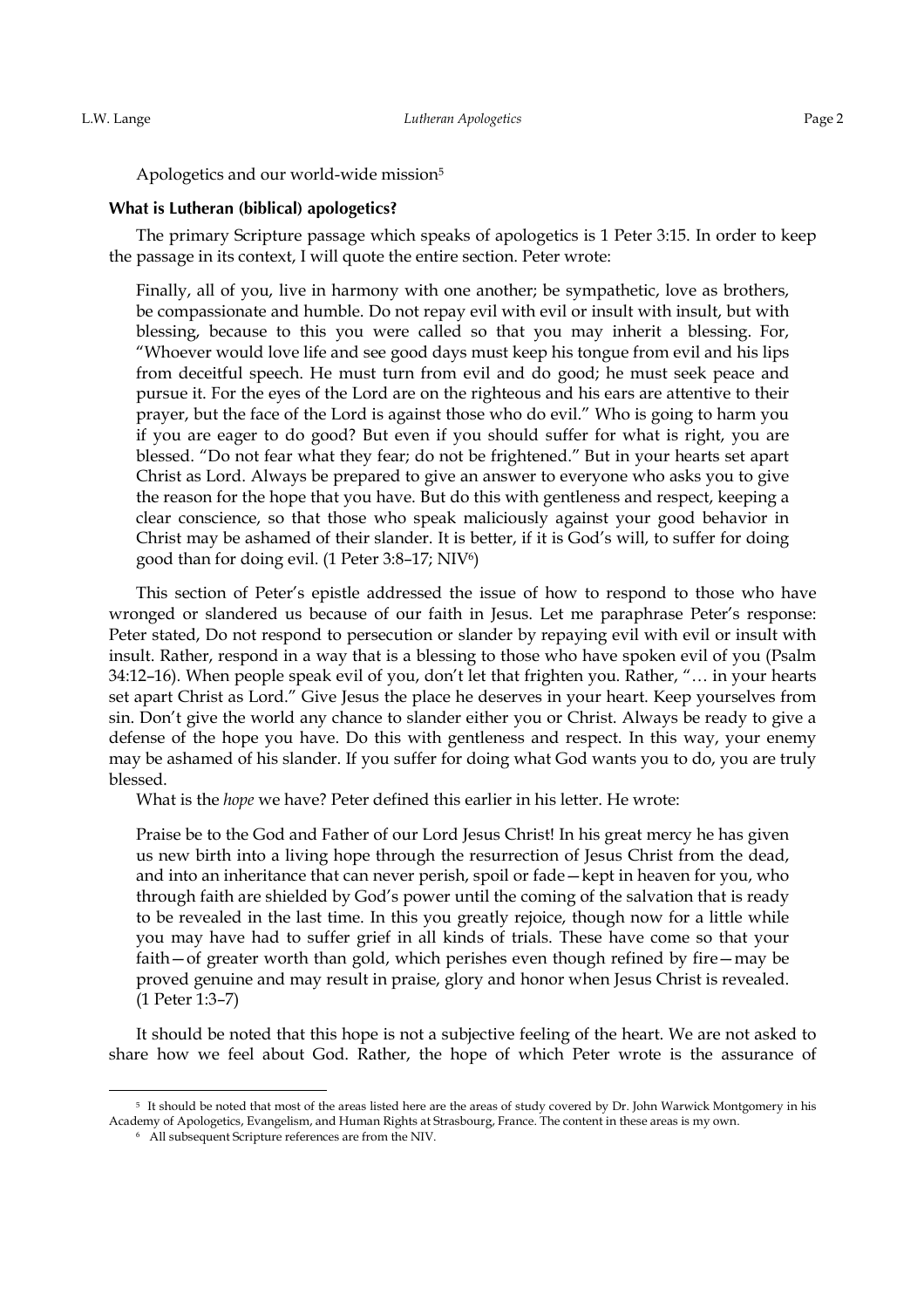Apologetics and our world-wide mission[5]

### What is Lutheran (biblical) apologetics?

The primary Scripture passage which speaks of apologetics is 1 Peter 3:15. In order to keep the passage in its context, I will quote the entire section. Peter wrote:

> Finally, all of you, live in harmony with one another; be sympathetic, love as brothers, be compassionate and humble. Do not repay evil with evil or insult with insult, but with blessing, because to this you were called so that you may inherit a blessing. For, "Whoever would love life and see good days must keep his tongue from evil and his lips from deceitful speech. He must turn from evil and do good; he must seek peace and pursue it. For the eyes of the Lord are on the righteous and his ears are attentive to their prayer, but the face of the Lord is against those who do evil." Who is going to harm you if you are eager to do good? But even if you should suffer for what is right, you are blessed. "Do not fear what they fear; do not be frightened." But in your hearts set apart Christ as Lord. Always be prepared to give an answer to everyone who asks you to give the reason for the hope that you have. But do this with gentleness and respect, keeping a clear conscience, so that those who speak maliciously against your good behavior in Christ may be ashamed of their slander. It is better, if it is God's will, to suffer for doing good than for doing evil. (1 Peter 3:8–17; NIV[6])

This section of Peter's epistle addressed the issue of how to respond to those who have wronged or slandered us because of our faith in Jesus. Let me paraphrase Peter's response: Peter stated, Do not respond to persecution or slander by repaying evil with evil or insult with insult. Rather, respond in a way that is a blessing to those who have spoken evil of you (Psalm 34:12–16). When people speak evil of you, don't let that frighten you. Rather, "… in your hearts set apart Christ as Lord." Give Jesus the place he deserves in your heart. Keep yourselves from sin. Don't give the world any chance to slander either you or Christ. Always be ready to give a defense of the hope you have. Do this with gentleness and respect. In this way, your enemy may be ashamed of his slander. If you suffer for doing what God wants you to do, you are truly blessed.

What is the *hope* we have? Peter defined this earlier in his letter. He wrote:

> Praise be to the God and Father of our Lord Jesus Christ! In his great mercy he has given us new birth into a living hope through the resurrection of Jesus Christ from the dead, and into an inheritance that can never perish, spoil or fade—kept in heaven for you, who through faith are shielded by God's power until the coming of the salvation that is ready to be revealed in the last time. In this you greatly rejoice, though now for a little while you may have had to suffer grief in all kinds of trials. These have come so that your faith—of greater worth than gold, which perishes even though refined by fire—may be proved genuine and may result in praise, glory and honor when Jesus Christ is revealed. (1 Peter 1:3–7)

It should be noted that this hope is not a subjective feeling of the heart. We are not asked to share how we feel about God. Rather, the hope of which Peter wrote is the assurance of

---

[5] It should be noted that most of the areas listed here are the areas of study covered by Dr. John Warwick Montgomery in his Academy of Apologetics, Evangelism, and Human Rights at Strasbourg, France. The content in these areas is my own.

[6] All subsequent Scripture references are from the NIV.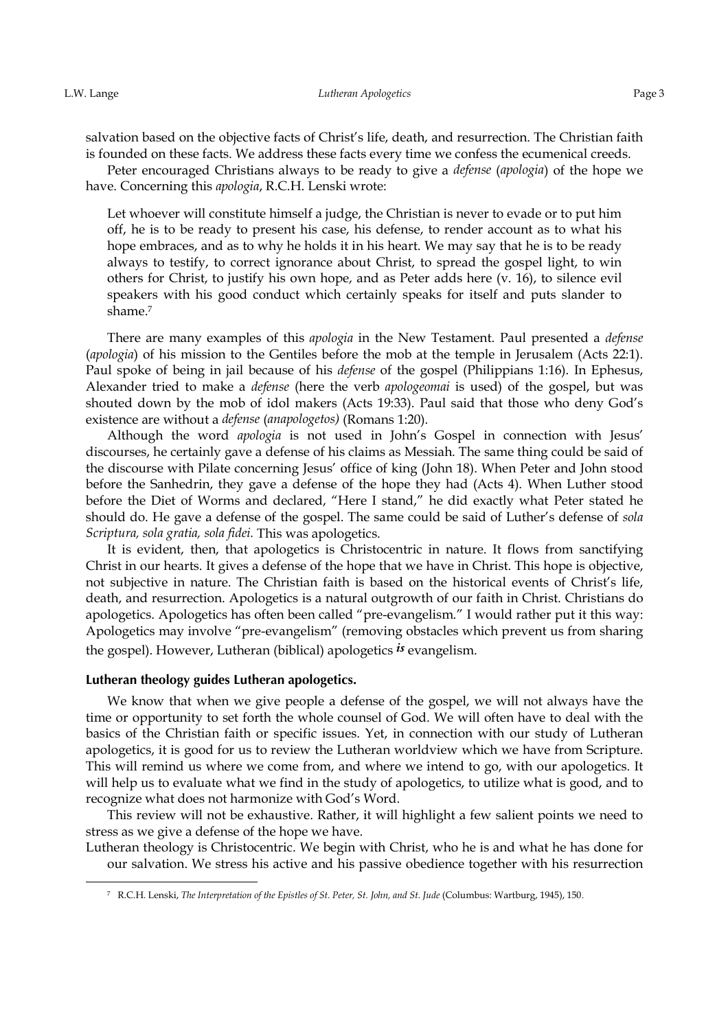salvation based on the objective facts of Christ's life, death, and resurrection. The Christian faith is founded on these facts. We address these facts every time we confess the ecumenical creeds.

Peter encouraged Christians always to be ready to give a *defense* (*apologia*) of the hope we have. Concerning this *apologia*, R.C.H. Lenski wrote:

> Let whoever will constitute himself a judge, the Christian is never to evade or to put him off, he is to be ready to present his case, his defense, to render account as to what his hope embraces, and as to why he holds it in his heart. We may say that he is to be ready always to testify, to correct ignorance about Christ, to spread the gospel light, to win others for Christ, to justify his own hope, and as Peter adds here (v. 16), to silence evil speakers with his good conduct which certainly speaks for itself and puts slander to shame.[7]

There are many examples of this *apologia* in the New Testament. Paul presented a *defense* (*apologia*) of his mission to the Gentiles before the mob at the temple in Jerusalem (Acts 22:1). Paul spoke of being in jail because of his *defense* of the gospel (Philippians 1:16). In Ephesus, Alexander tried to make a *defense* (here the verb *apologeomai* is used) of the gospel, but was shouted down by the mob of idol makers (Acts 19:33). Paul said that those who deny God's existence are without a *defense* (*anapologetos)* (Romans 1:20).

Although the word *apologia* is not used in John's Gospel in connection with Jesus' discourses, he certainly gave a defense of his claims as Messiah. The same thing could be said of the discourse with Pilate concerning Jesus' office of king (John 18). When Peter and John stood before the Sanhedrin, they gave a defense of the hope they had (Acts 4). When Luther stood before the Diet of Worms and declared, "Here I stand," he did exactly what Peter stated he should do. He gave a defense of the gospel. The same could be said of Luther's defense of *sola Scriptura, sola gratia, sola fidei.* This was apologetics.

It is evident, then, that apologetics is Christocentric in nature. It flows from sanctifying Christ in our hearts. It gives a defense of the hope that we have in Christ. This hope is objective, not subjective in nature. The Christian faith is based on the historical events of Christ's life, death, and resurrection. Apologetics is a natural outgrowth of our faith in Christ. Christians do apologetics. Apologetics has often been called "pre-evangelism." I would rather put it this way: Apologetics may involve "pre-evangelism" (removing obstacles which prevent us from sharing the gospel). However, Lutheran (biblical) apologetics ***is*** evangelism.

#### Lutheran theology guides Lutheran apologetics.

We know that when we give people a defense of the gospel, we will not always have the time or opportunity to set forth the whole counsel of God. We will often have to deal with the basics of the Christian faith or specific issues. Yet, in connection with our study of Lutheran apologetics, it is good for us to review the Lutheran worldview which we have from Scripture. This will remind us where we come from, and where we intend to go, with our apologetics. It will help us to evaluate what we find in the study of apologetics, to utilize what is good, and to recognize what does not harmonize with God's Word.

This review will not be exhaustive. Rather, it will highlight a few salient points we need to stress as we give a defense of the hope we have.

Lutheran theology is Christocentric. We begin with Christ, who he is and what he has done for our salvation. We stress his active and his passive obedience together with his resurrection

[7] R.C.H. Lenski, *The Interpretation of the Epistles of St. Peter, St. John, and St. Jude* (Columbus: Wartburg, 1945), 150.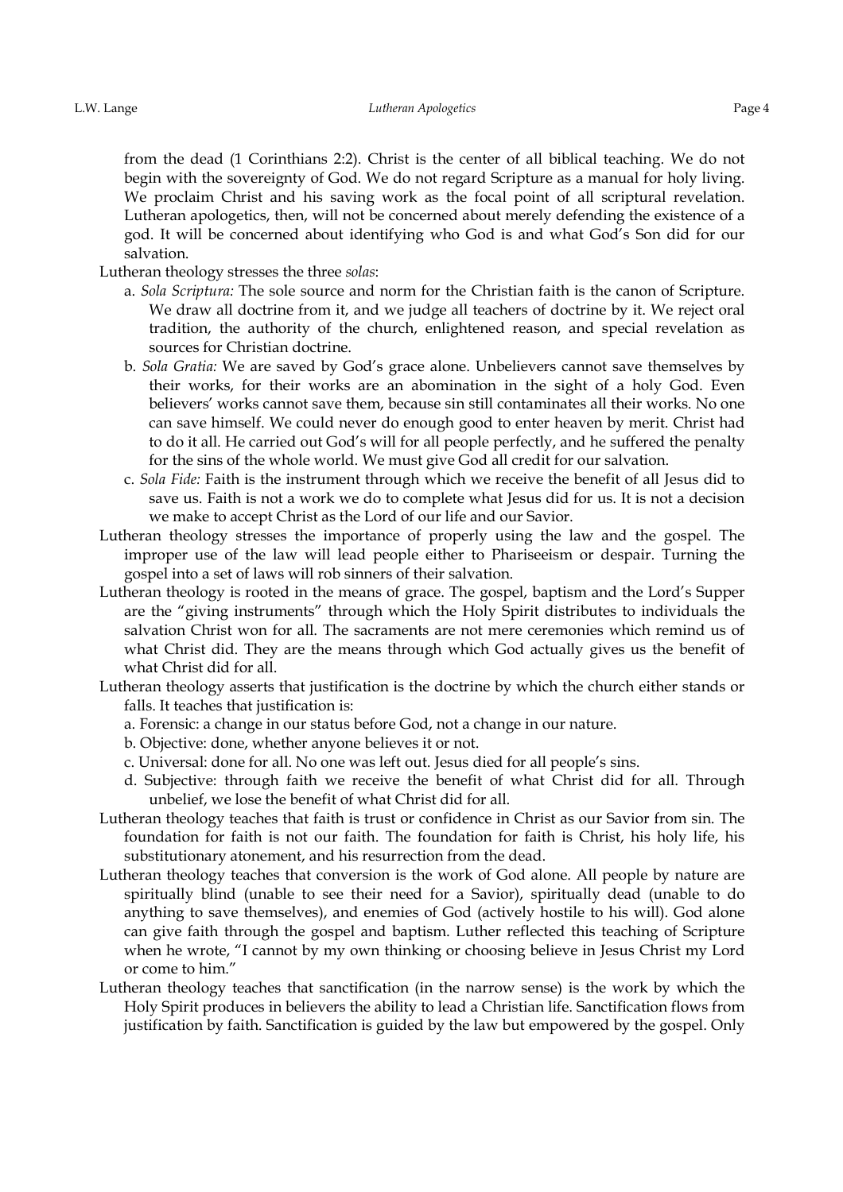from the dead (1 Corinthians 2:2). Christ is the center of all biblical teaching. We do not begin with the sovereignty of God. We do not regard Scripture as a manual for holy living. We proclaim Christ and his saving work as the focal point of all scriptural revelation. Lutheran apologetics, then, will not be concerned about merely defending the existence of a god. It will be concerned about identifying who God is and what God's Son did for our salvation.

Lutheran theology stresses the three *solas*:

a. *Sola Scriptura:* The sole source and norm for the Christian faith is the canon of Scripture. We draw all doctrine from it, and we judge all teachers of doctrine by it. We reject oral tradition, the authority of the church, enlightened reason, and special revelation as sources for Christian doctrine.

b. *Sola Gratia:* We are saved by God's grace alone. Unbelievers cannot save themselves by their works, for their works are an abomination in the sight of a holy God. Even believers' works cannot save them, because sin still contaminates all their works. No one can save himself. We could never do enough good to enter heaven by merit. Christ had to do it all. He carried out God's will for all people perfectly, and he suffered the penalty for the sins of the whole world. We must give God all credit for our salvation.

c. *Sola Fide:* Faith is the instrument through which we receive the benefit of all Jesus did to save us. Faith is not a work we do to complete what Jesus did for us. It is not a decision we make to accept Christ as the Lord of our life and our Savior.

Lutheran theology stresses the importance of properly using the law and the gospel. The improper use of the law will lead people either to Phariseeism or despair. Turning the gospel into a set of laws will rob sinners of their salvation.

Lutheran theology is rooted in the means of grace. The gospel, baptism and the Lord's Supper are the "giving instruments" through which the Holy Spirit distributes to individuals the salvation Christ won for all. The sacraments are not mere ceremonies which remind us of what Christ did. They are the means through which God actually gives us the benefit of what Christ did for all.

Lutheran theology asserts that justification is the doctrine by which the church either stands or falls. It teaches that justification is:

a. Forensic: a change in our status before God, not a change in our nature.

b. Objective: done, whether anyone believes it or not.

c. Universal: done for all. No one was left out. Jesus died for all people's sins.

d. Subjective: through faith we receive the benefit of what Christ did for all. Through unbelief, we lose the benefit of what Christ did for all.

Lutheran theology teaches that faith is trust or confidence in Christ as our Savior from sin. The foundation for faith is not our faith. The foundation for faith is Christ, his holy life, his substitutionary atonement, and his resurrection from the dead.

Lutheran theology teaches that conversion is the work of God alone. All people by nature are spiritually blind (unable to see their need for a Savior), spiritually dead (unable to do anything to save themselves), and enemies of God (actively hostile to his will). God alone can give faith through the gospel and baptism. Luther reflected this teaching of Scripture when he wrote, "I cannot by my own thinking or choosing believe in Jesus Christ my Lord or come to him."

Lutheran theology teaches that sanctification (in the narrow sense) is the work by which the Holy Spirit produces in believers the ability to lead a Christian life. Sanctification flows from justification by faith. Sanctification is guided by the law but empowered by the gospel. Only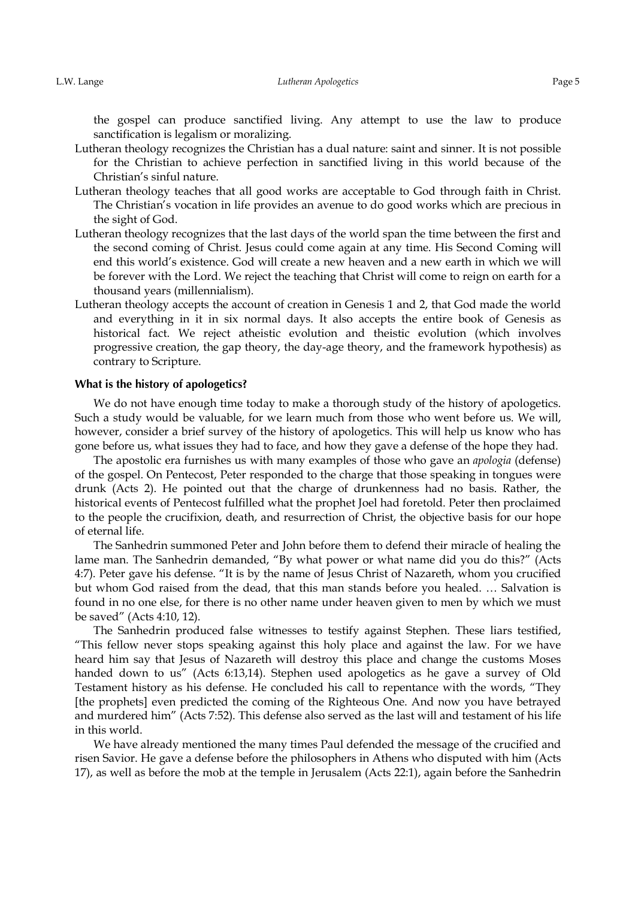the gospel can produce sanctified living. Any attempt to use the law to produce sanctification is legalism or moralizing.

Lutheran theology recognizes the Christian has a dual nature: saint and sinner. It is not possible for the Christian to achieve perfection in sanctified living in this world because of the Christian's sinful nature.

Lutheran theology teaches that all good works are acceptable to God through faith in Christ. The Christian's vocation in life provides an avenue to do good works which are precious in the sight of God.

Lutheran theology recognizes that the last days of the world span the time between the first and the second coming of Christ. Jesus could come again at any time. His Second Coming will end this world's existence. God will create a new heaven and a new earth in which we will be forever with the Lord. We reject the teaching that Christ will come to reign on earth for a thousand years (millennialism).

Lutheran theology accepts the account of creation in Genesis 1 and 2, that God made the world and everything in it in six normal days. It also accepts the entire book of Genesis as historical fact. We reject atheistic evolution and theistic evolution (which involves progressive creation, the gap theory, the day-age theory, and the framework hypothesis) as contrary to Scripture.

#### What is the history of apologetics?

We do not have enough time today to make a thorough study of the history of apologetics. Such a study would be valuable, for we learn much from those who went before us. We will, however, consider a brief survey of the history of apologetics. This will help us know who has gone before us, what issues they had to face, and how they gave a defense of the hope they had.

The apostolic era furnishes us with many examples of those who gave an *apologia* (defense) of the gospel. On Pentecost, Peter responded to the charge that those speaking in tongues were drunk (Acts 2). He pointed out that the charge of drunkenness had no basis. Rather, the historical events of Pentecost fulfilled what the prophet Joel had foretold. Peter then proclaimed to the people the crucifixion, death, and resurrection of Christ, the objective basis for our hope of eternal life.

The Sanhedrin summoned Peter and John before them to defend their miracle of healing the lame man. The Sanhedrin demanded, "By what power or what name did you do this?" (Acts 4:7). Peter gave his defense. "It is by the name of Jesus Christ of Nazareth, whom you crucified but whom God raised from the dead, that this man stands before you healed. … Salvation is found in no one else, for there is no other name under heaven given to men by which we must be saved" (Acts 4:10, 12).

The Sanhedrin produced false witnesses to testify against Stephen. These liars testified, "This fellow never stops speaking against this holy place and against the law. For we have heard him say that Jesus of Nazareth will destroy this place and change the customs Moses handed down to us" (Acts 6:13,14). Stephen used apologetics as he gave a survey of Old Testament history as his defense. He concluded his call to repentance with the words, "They [the prophets] even predicted the coming of the Righteous One. And now you have betrayed and murdered him" (Acts 7:52). This defense also served as the last will and testament of his life in this world.

We have already mentioned the many times Paul defended the message of the crucified and risen Savior. He gave a defense before the philosophers in Athens who disputed with him (Acts 17), as well as before the mob at the temple in Jerusalem (Acts 22:1), again before the Sanhedrin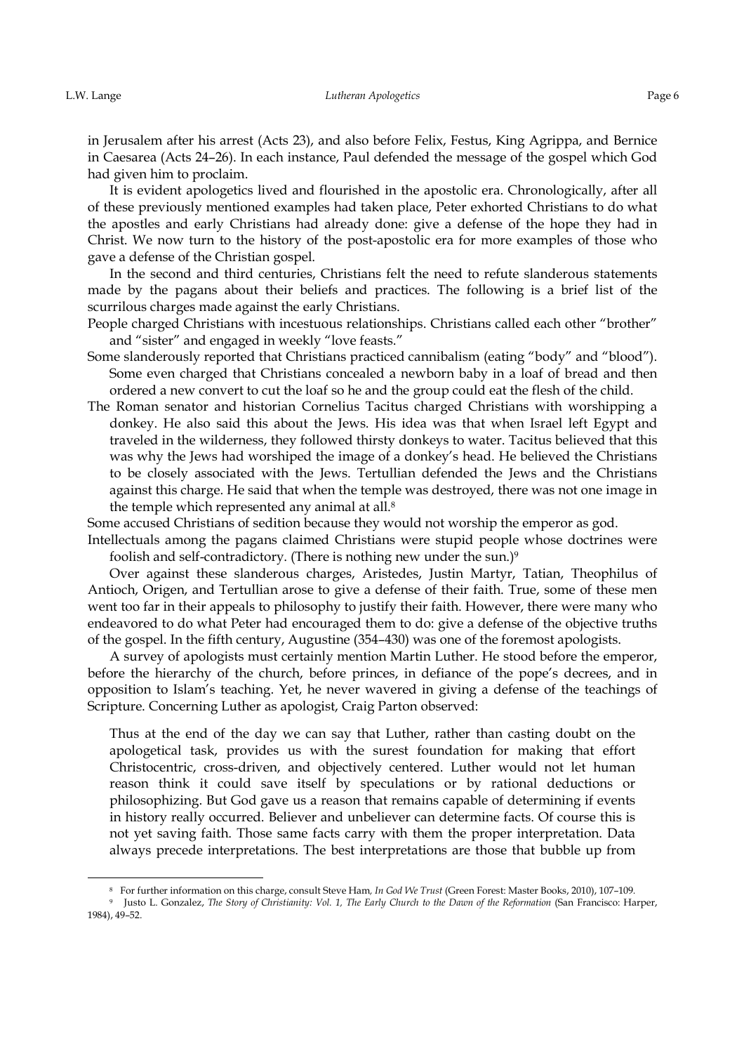in Jerusalem after his arrest (Acts 23), and also before Felix, Festus, King Agrippa, and Bernice in Caesarea (Acts 24–26). In each instance, Paul defended the message of the gospel which God had given him to proclaim.

It is evident apologetics lived and flourished in the apostolic era. Chronologically, after all of these previously mentioned examples had taken place, Peter exhorted Christians to do what the apostles and early Christians had already done: give a defense of the hope they had in Christ. We now turn to the history of the post-apostolic era for more examples of those who gave a defense of the Christian gospel.

In the second and third centuries, Christians felt the need to refute slanderous statements made by the pagans about their beliefs and practices. The following is a brief list of the scurrilous charges made against the early Christians.

People charged Christians with incestuous relationships. Christians called each other "brother" and "sister" and engaged in weekly "love feasts."

Some slanderously reported that Christians practiced cannibalism (eating "body" and "blood"). Some even charged that Christians concealed a newborn baby in a loaf of bread and then ordered a new convert to cut the loaf so he and the group could eat the flesh of the child.

The Roman senator and historian Cornelius Tacitus charged Christians with worshipping a donkey. He also said this about the Jews. His idea was that when Israel left Egypt and traveled in the wilderness, they followed thirsty donkeys to water. Tacitus believed that this was why the Jews had worshiped the image of a donkey's head. He believed the Christians to be closely associated with the Jews. Tertullian defended the Jews and the Christians against this charge. He said that when the temple was destroyed, there was not one image in the temple which represented any animal at all.[8]

Some accused Christians of sedition because they would not worship the emperor as god.

Intellectuals among the pagans claimed Christians were stupid people whose doctrines were foolish and self-contradictory. (There is nothing new under the sun.)[9]

Over against these slanderous charges, Aristedes, Justin Martyr, Tatian, Theophilus of Antioch, Origen, and Tertullian arose to give a defense of their faith. True, some of these men went too far in their appeals to philosophy to justify their faith. However, there were many who endeavored to do what Peter had encouraged them to do: give a defense of the objective truths of the gospel. In the fifth century, Augustine (354–430) was one of the foremost apologists.

A survey of apologists must certainly mention Martin Luther. He stood before the emperor, before the hierarchy of the church, before princes, in defiance of the pope's decrees, and in opposition to Islam's teaching. Yet, he never wavered in giving a defense of the teachings of Scripture. Concerning Luther as apologist, Craig Parton observed:

> Thus at the end of the day we can say that Luther, rather than casting doubt on the apologetical task, provides us with the surest foundation for making that effort Christocentric, cross-driven, and objectively centered. Luther would not let human reason think it could save itself by speculations or by rational deductions or philosophizing. But God gave us a reason that remains capable of determining if events in history really occurred. Believer and unbeliever can determine facts. Of course this is not yet saving faith. Those same facts carry with them the proper interpretation. Data always precede interpretations. The best interpretations are those that bubble up from

[8] For further information on this charge, consult Steve Ham, *In God We Trust* (Green Forest: Master Books, 2010), 107–109.

[9] Justo L. Gonzalez, *The Story of Christianity: Vol. 1, The Early Church to the Dawn of the Reformation* (San Francisco: Harper, 1984), 49–52.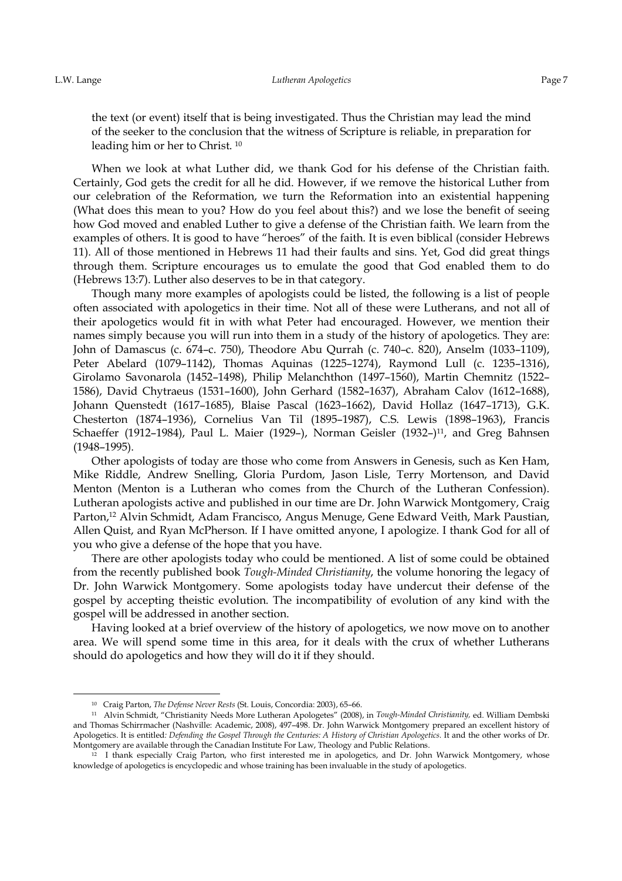the text (or event) itself that is being investigated. Thus the Christian may lead the mind of the seeker to the conclusion that the witness of Scripture is reliable, in preparation for leading him or her to Christ. [10]

When we look at what Luther did, we thank God for his defense of the Christian faith. Certainly, God gets the credit for all he did. However, if we remove the historical Luther from our celebration of the Reformation, we turn the Reformation into an existential happening (What does this mean to you? How do you feel about this?) and we lose the benefit of seeing how God moved and enabled Luther to give a defense of the Christian faith. We learn from the examples of others. It is good to have "heroes" of the faith. It is even biblical (consider Hebrews 11). All of those mentioned in Hebrews 11 had their faults and sins. Yet, God did great things through them. Scripture encourages us to emulate the good that God enabled them to do (Hebrews 13:7). Luther also deserves to be in that category.

Though many more examples of apologists could be listed, the following is a list of people often associated with apologetics in their time. Not all of these were Lutherans, and not all of their apologetics would fit in with what Peter had encouraged. However, we mention their names simply because you will run into them in a study of the history of apologetics. They are: John of Damascus (c. 674–c. 750), Theodore Abu Qurrah (c. 740–c. 820), Anselm (1033–1109), Peter Abelard (1079–1142), Thomas Aquinas (1225–1274), Raymond Lull (c. 1235–1316), Girolamo Savonarola (1452–1498), Philip Melanchthon (1497–1560), Martin Chemnitz (1522–1586), David Chytraeus (1531–1600), John Gerhard (1582–1637), Abraham Calov (1612–1688), Johann Quenstedt (1617–1685), Blaise Pascal (1623–1662), David Hollaz (1647–1713), G.K. Chesterton (1874–1936), Cornelius Van Til (1895–1987), C.S. Lewis (1898–1963), Francis Schaeffer (1912–1984), Paul L. Maier (1929–), Norman Geisler (1932–)[11], and Greg Bahnsen (1948–1995).

Other apologists of today are those who come from Answers in Genesis, such as Ken Ham, Mike Riddle, Andrew Snelling, Gloria Purdom, Jason Lisle, Terry Mortenson, and David Menton (Menton is a Lutheran who comes from the Church of the Lutheran Confession). Lutheran apologists active and published in our time are Dr. John Warwick Montgomery, Craig Parton,[12] Alvin Schmidt, Adam Francisco, Angus Menuge, Gene Edward Veith, Mark Paustian, Allen Quist, and Ryan McPherson. If I have omitted anyone, I apologize. I thank God for all of you who give a defense of the hope that you have.

There are other apologists today who could be mentioned. A list of some could be obtained from the recently published book *Tough-Minded Christianity*, the volume honoring the legacy of Dr. John Warwick Montgomery. Some apologists today have undercut their defense of the gospel by accepting theistic evolution. The incompatibility of evolution of any kind with the gospel will be addressed in another section.

Having looked at a brief overview of the history of apologetics, we now move on to another area. We will spend some time in this area, for it deals with the crux of whether Lutherans should do apologetics and how they will do it if they should.

---

[10] Craig Parton, *The Defense Never Rests* (St. Louis, Concordia: 2003), 65–66.

[11] Alvin Schmidt, "Christianity Needs More Lutheran Apologetes" (2008), in *Tough-Minded Christianity,* ed. William Dembski and Thomas Schirrmacher (Nashville: Academic, 2008), 497–498. Dr. John Warwick Montgomery prepared an excellent history of Apologetics. It is entitled*: Defending the Gospel Through the Centuries: A History of Christian Apologetics.* It and the other works of Dr. Montgomery are available through the Canadian Institute For Law, Theology and Public Relations.

[12] I thank especially Craig Parton, who first interested me in apologetics, and Dr. John Warwick Montgomery, whose knowledge of apologetics is encyclopedic and whose training has been invaluable in the study of apologetics.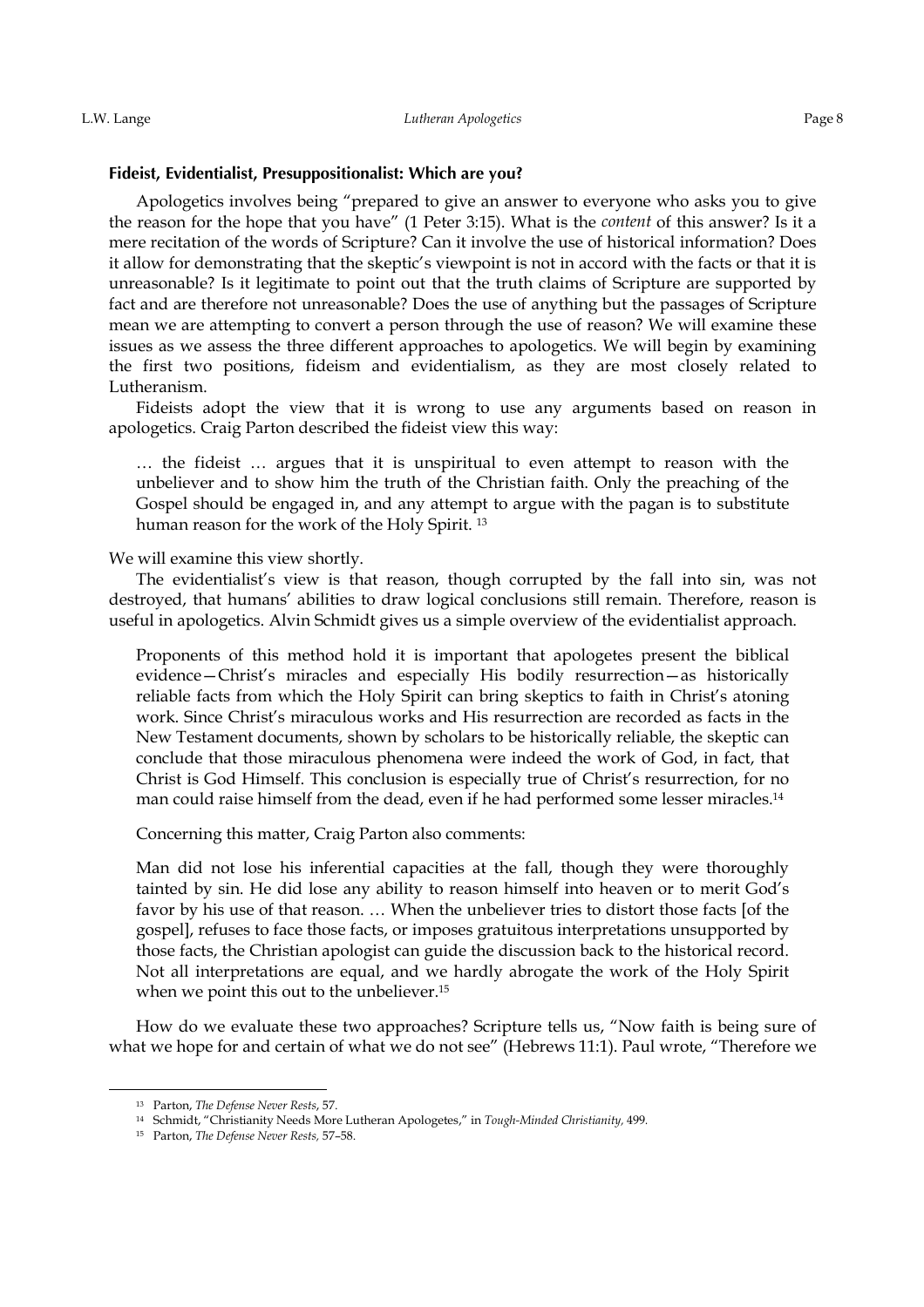**Fideist, Evidentialist, Presuppositionalist: Which are you?**

Apologetics involves being "prepared to give an answer to everyone who asks you to give the reason for the hope that you have" (1 Peter 3:15). What is the *content* of this answer? Is it a mere recitation of the words of Scripture? Can it involve the use of historical information? Does it allow for demonstrating that the skeptic's viewpoint is not in accord with the facts or that it is unreasonable? Is it legitimate to point out that the truth claims of Scripture are supported by fact and are therefore not unreasonable? Does the use of anything but the passages of Scripture mean we are attempting to convert a person through the use of reason? We will examine these issues as we assess the three different approaches to apologetics. We will begin by examining the first two positions, fideism and evidentialism, as they are most closely related to Lutheranism.

Fideists adopt the view that it is wrong to use any arguments based on reason in apologetics. Craig Parton described the fideist view this way:

> … the fideist … argues that it is unspiritual to even attempt to reason with the unbeliever and to show him the truth of the Christian faith. Only the preaching of the Gospel should be engaged in, and any attempt to argue with the pagan is to substitute human reason for the work of the Holy Spirit. [13]

We will examine this view shortly.

The evidentialist's view is that reason, though corrupted by the fall into sin, was not destroyed, that humans' abilities to draw logical conclusions still remain. Therefore, reason is useful in apologetics. Alvin Schmidt gives us a simple overview of the evidentialist approach.

> Proponents of this method hold it is important that apologetes present the biblical evidence—Christ's miracles and especially His bodily resurrection—as historically reliable facts from which the Holy Spirit can bring skeptics to faith in Christ's atoning work. Since Christ's miraculous works and His resurrection are recorded as facts in the New Testament documents, shown by scholars to be historically reliable, the skeptic can conclude that those miraculous phenomena were indeed the work of God, in fact, that Christ is God Himself. This conclusion is especially true of Christ's resurrection, for no man could raise himself from the dead, even if he had performed some lesser miracles.[14]

Concerning this matter, Craig Parton also comments:

> Man did not lose his inferential capacities at the fall, though they were thoroughly tainted by sin. He did lose any ability to reason himself into heaven or to merit God's favor by his use of that reason. … When the unbeliever tries to distort those facts [of the gospel], refuses to face those facts, or imposes gratuitous interpretations unsupported by those facts, the Christian apologist can guide the discussion back to the historical record. Not all interpretations are equal, and we hardly abrogate the work of the Holy Spirit when we point this out to the unbeliever.[15]

How do we evaluate these two approaches? Scripture tells us, "Now faith is being sure of what we hope for and certain of what we do not see" (Hebrews 11:1). Paul wrote, "Therefore we

---

[13] Parton, *The Defense Never Rests*, 57.

[14] Schmidt, "Christianity Needs More Lutheran Apologetes," in *Tough-Minded Christianity*, 499.

[15] Parton, *The Defense Never Rests*, 57–58.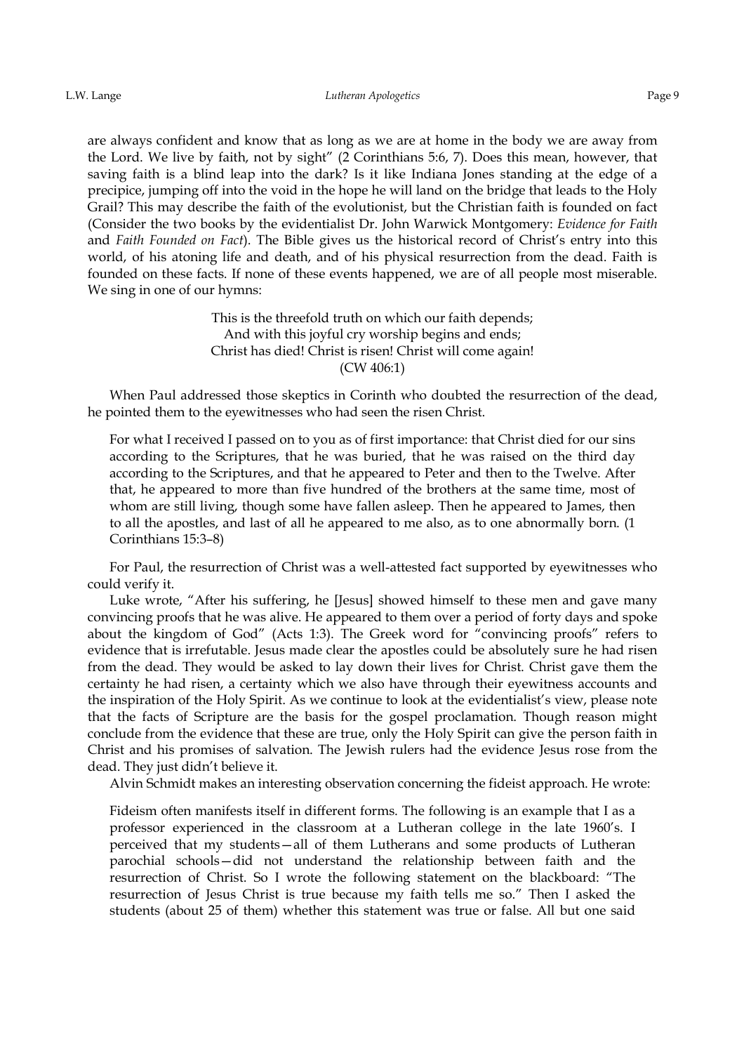are always confident and know that as long as we are at home in the body we are away from the Lord. We live by faith, not by sight" (2 Corinthians 5:6, 7). Does this mean, however, that saving faith is a blind leap into the dark? Is it like Indiana Jones standing at the edge of a precipice, jumping off into the void in the hope he will land on the bridge that leads to the Holy Grail? This may describe the faith of the evolutionist, but the Christian faith is founded on fact (Consider the two books by the evidentialist Dr. John Warwick Montgomery: *Evidence for Faith* and *Faith Founded on Fact*). The Bible gives us the historical record of Christ's entry into this world, of his atoning life and death, and of his physical resurrection from the dead. Faith is founded on these facts. If none of these events happened, we are of all people most miserable. We sing in one of our hymns:

> This is the threefold truth on which our faith depends;
> And with this joyful cry worship begins and ends;
> Christ has died! Christ is risen! Christ will come again!
> (CW 406:1)

When Paul addressed those skeptics in Corinth who doubted the resurrection of the dead, he pointed them to the eyewitnesses who had seen the risen Christ.

> For what I received I passed on to you as of first importance: that Christ died for our sins according to the Scriptures, that he was buried, that he was raised on the third day according to the Scriptures, and that he appeared to Peter and then to the Twelve. After that, he appeared to more than five hundred of the brothers at the same time, most of whom are still living, though some have fallen asleep. Then he appeared to James, then to all the apostles, and last of all he appeared to me also, as to one abnormally born. (1 Corinthians 15:3–8)

For Paul, the resurrection of Christ was a well-attested fact supported by eyewitnesses who could verify it.

Luke wrote, "After his suffering, he [Jesus] showed himself to these men and gave many convincing proofs that he was alive. He appeared to them over a period of forty days and spoke about the kingdom of God" (Acts 1:3). The Greek word for "convincing proofs" refers to evidence that is irrefutable. Jesus made clear the apostles could be absolutely sure he had risen from the dead. They would be asked to lay down their lives for Christ. Christ gave them the certainty he had risen, a certainty which we also have through their eyewitness accounts and the inspiration of the Holy Spirit. As we continue to look at the evidentialist's view, please note that the facts of Scripture are the basis for the gospel proclamation. Though reason might conclude from the evidence that these are true, only the Holy Spirit can give the person faith in Christ and his promises of salvation. The Jewish rulers had the evidence Jesus rose from the dead. They just didn't believe it.

Alvin Schmidt makes an interesting observation concerning the fideist approach. He wrote:

> Fideism often manifests itself in different forms. The following is an example that I as a professor experienced in the classroom at a Lutheran college in the late 1960's. I perceived that my students—all of them Lutherans and some products of Lutheran parochial schools—did not understand the relationship between faith and the resurrection of Christ. So I wrote the following statement on the blackboard: "The resurrection of Jesus Christ is true because my faith tells me so." Then I asked the students (about 25 of them) whether this statement was true or false. All but one said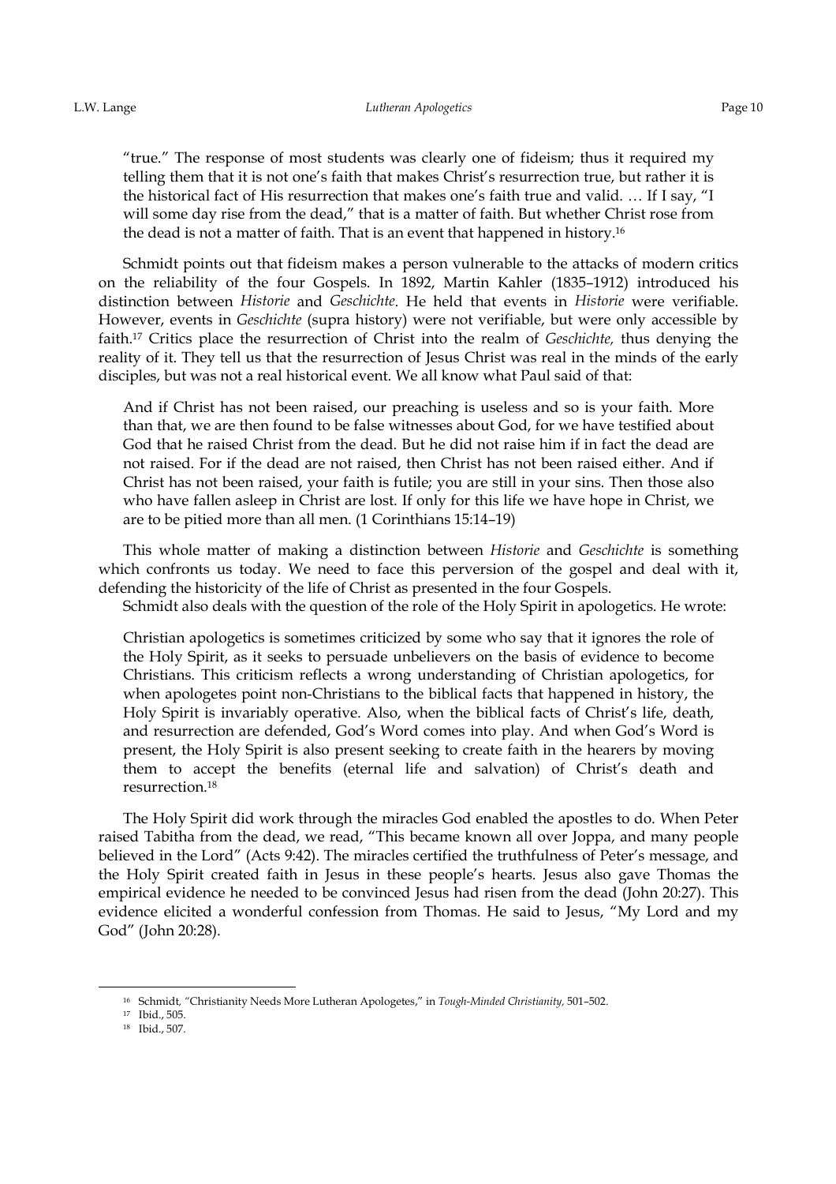"true." The response of most students was clearly one of fideism; thus it required my telling them that it is not one's faith that makes Christ's resurrection true, but rather it is the historical fact of His resurrection that makes one's faith true and valid. … If I say, "I will some day rise from the dead," that is a matter of faith. But whether Christ rose from the dead is not a matter of faith. That is an event that happened in history.[16]

Schmidt points out that fideism makes a person vulnerable to the attacks of modern critics on the reliability of the four Gospels. In 1892, Martin Kahler (1835–1912) introduced his distinction between *Historie* and *Geschichte*. He held that events in *Historie* were verifiable. However, events in *Geschichte* (supra history) were not verifiable, but were only accessible by faith.[17] Critics place the resurrection of Christ into the realm of *Geschichte,* thus denying the reality of it. They tell us that the resurrection of Jesus Christ was real in the minds of the early disciples, but was not a real historical event. We all know what Paul said of that:

> And if Christ has not been raised, our preaching is useless and so is your faith. More than that, we are then found to be false witnesses about God, for we have testified about God that he raised Christ from the dead. But he did not raise him if in fact the dead are not raised. For if the dead are not raised, then Christ has not been raised either. And if Christ has not been raised, your faith is futile; you are still in your sins. Then those also who have fallen asleep in Christ are lost. If only for this life we have hope in Christ, we are to be pitied more than all men. (1 Corinthians 15:14–19)

This whole matter of making a distinction between *Historie* and *Geschichte* is something which confronts us today. We need to face this perversion of the gospel and deal with it, defending the historicity of the life of Christ as presented in the four Gospels.

Schmidt also deals with the question of the role of the Holy Spirit in apologetics. He wrote:

> Christian apologetics is sometimes criticized by some who say that it ignores the role of the Holy Spirit, as it seeks to persuade unbelievers on the basis of evidence to become Christians. This criticism reflects a wrong understanding of Christian apologetics, for when apologetes point non-Christians to the biblical facts that happened in history, the Holy Spirit is invariably operative. Also, when the biblical facts of Christ's life, death, and resurrection are defended, God's Word comes into play. And when God's Word is present, the Holy Spirit is also present seeking to create faith in the hearers by moving them to accept the benefits (eternal life and salvation) of Christ's death and resurrection.[18]

The Holy Spirit did work through the miracles God enabled the apostles to do. When Peter raised Tabitha from the dead, we read, "This became known all over Joppa, and many people believed in the Lord" (Acts 9:42). The miracles certified the truthfulness of Peter's message, and the Holy Spirit created faith in Jesus in these people's hearts. Jesus also gave Thomas the empirical evidence he needed to be convinced Jesus had risen from the dead (John 20:27). This evidence elicited a wonderful confession from Thomas. He said to Jesus, "My Lord and my God" (John 20:28).

---

[16] Schmidt, "Christianity Needs More Lutheran Apologetes," in *Tough-Minded Christianity,* 501–502.

[17] Ibid., 505.

[18] Ibid., 507.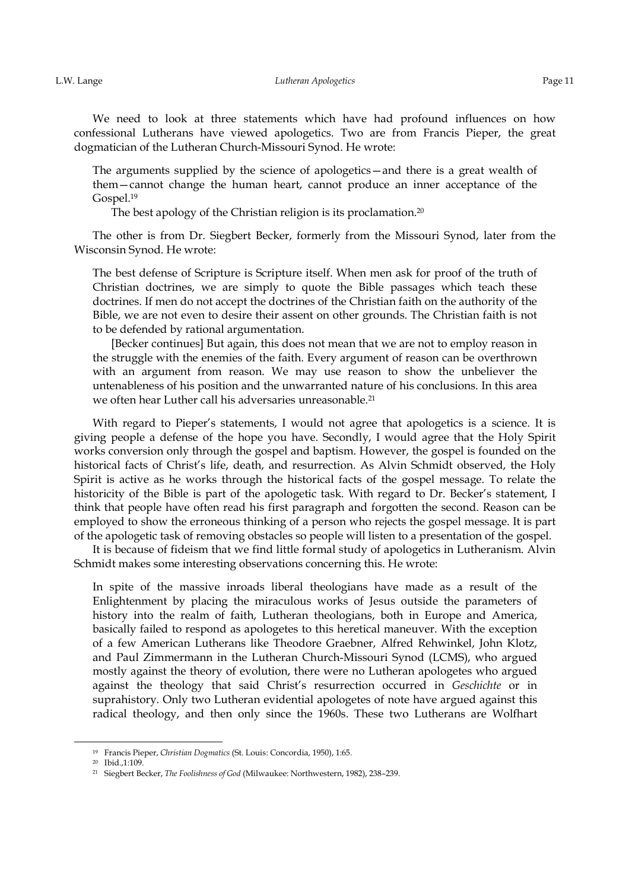We need to look at three statements which have had profound influences on how confessional Lutherans have viewed apologetics. Two are from Francis Pieper, the great dogmatician of the Lutheran Church-Missouri Synod. He wrote:

> The arguments supplied by the science of apologetics—and there is a great wealth of them—cannot change the human heart, cannot produce an inner acceptance of the Gospel.[19]
>
> The best apology of the Christian religion is its proclamation.[20]

The other is from Dr. Siegbert Becker, formerly from the Missouri Synod, later from the Wisconsin Synod. He wrote:

> The best defense of Scripture is Scripture itself. When men ask for proof of the truth of Christian doctrines, we are simply to quote the Bible passages which teach these doctrines. If men do not accept the doctrines of the Christian faith on the authority of the Bible, we are not even to desire their assent on other grounds. The Christian faith is not to be defended by rational argumentation.
>
> [Becker continues] But again, this does not mean that we are not to employ reason in the struggle with the enemies of the faith. Every argument of reason can be overthrown with an argument from reason. We may use reason to show the unbeliever the untenableness of his position and the unwarranted nature of his conclusions. In this area we often hear Luther call his adversaries unreasonable.[21]

With regard to Pieper's statements, I would not agree that apologetics is a science. It is giving people a defense of the hope you have. Secondly, I would agree that the Holy Spirit works conversion only through the gospel and baptism. However, the gospel is founded on the historical facts of Christ's life, death, and resurrection. As Alvin Schmidt observed, the Holy Spirit is active as he works through the historical facts of the gospel message. To relate the historicity of the Bible is part of the apologetic task. With regard to Dr. Becker's statement, I think that people have often read his first paragraph and forgotten the second. Reason can be employed to show the erroneous thinking of a person who rejects the gospel message. It is part of the apologetic task of removing obstacles so people will listen to a presentation of the gospel.

It is because of fideism that we find little formal study of apologetics in Lutheranism. Alvin Schmidt makes some interesting observations concerning this. He wrote:

> In spite of the massive inroads liberal theologians have made as a result of the Enlightenment by placing the miraculous works of Jesus outside the parameters of history into the realm of faith, Lutheran theologians, both in Europe and America, basically failed to respond as apologetes to this heretical maneuver. With the exception of a few American Lutherans like Theodore Graebner, Alfred Rehwinkel, John Klotz, and Paul Zimmermann in the Lutheran Church-Missouri Synod (LCMS), who argued mostly against the theory of evolution, there were no Lutheran apologetes who argued against the theology that said Christ's resurrection occurred in *Geschichte* or in suprahistory. Only two Lutheran evidential apologetes of note have argued against this radical theology, and then only since the 1960s. These two Lutherans are Wolfhart

---

[19] Francis Pieper, *Christian Dogmatics* (St. Louis: Concordia, 1950), 1:65.

[20] Ibid.,1:109.

[21] Siegbert Becker, *The Foolishness of God* (Milwaukee: Northwestern, 1982), 238–239.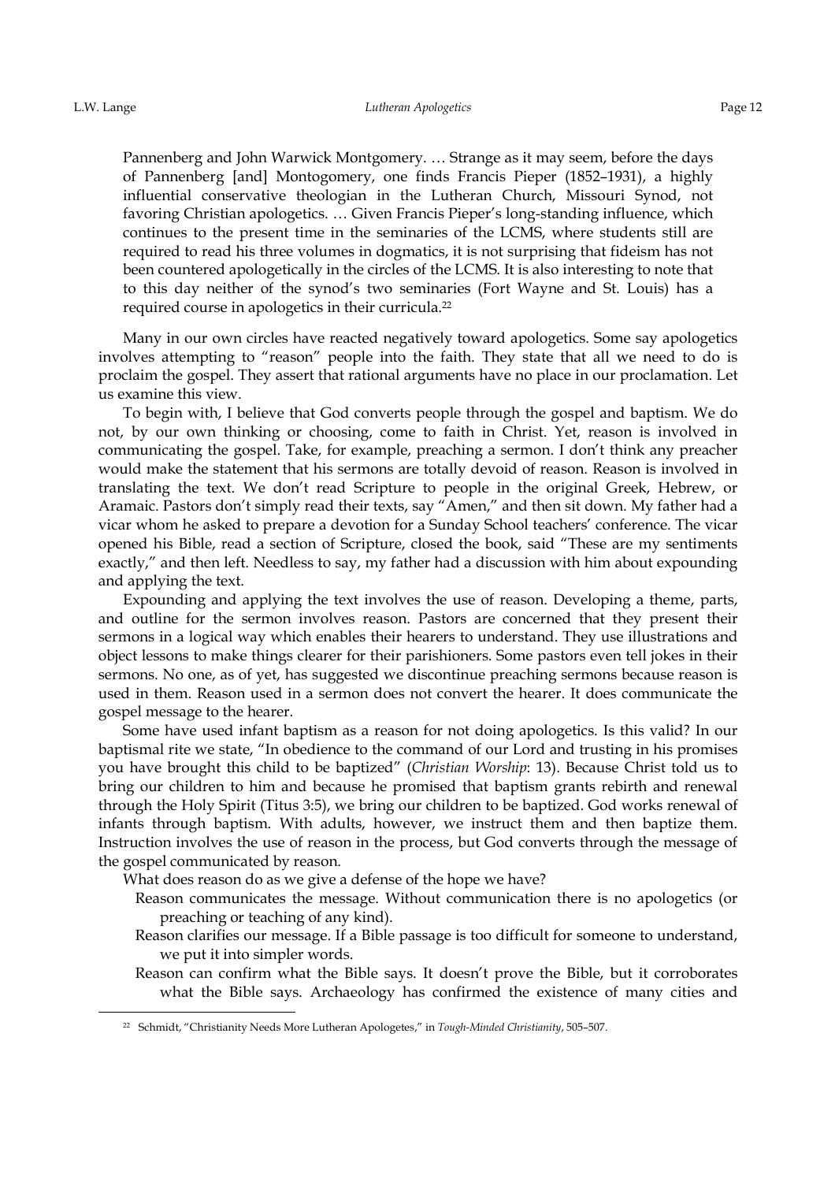> Pannenberg and John Warwick Montgomery. … Strange as it may seem, before the days of Pannenberg [and] Montogomery, one finds Francis Pieper (1852–1931), a highly influential conservative theologian in the Lutheran Church, Missouri Synod, not favoring Christian apologetics. … Given Francis Pieper's long-standing influence, which continues to the present time in the seminaries of the LCMS, where students still are required to read his three volumes in dogmatics, it is not surprising that fideism has not been countered apologetically in the circles of the LCMS. It is also interesting to note that to this day neither of the synod's two seminaries (Fort Wayne and St. Louis) has a required course in apologetics in their curricula.[22]

Many in our own circles have reacted negatively toward apologetics. Some say apologetics involves attempting to "reason" people into the faith. They state that all we need to do is proclaim the gospel. They assert that rational arguments have no place in our proclamation. Let us examine this view.

To begin with, I believe that God converts people through the gospel and baptism. We do not, by our own thinking or choosing, come to faith in Christ. Yet, reason is involved in communicating the gospel. Take, for example, preaching a sermon. I don't think any preacher would make the statement that his sermons are totally devoid of reason. Reason is involved in translating the text. We don't read Scripture to people in the original Greek, Hebrew, or Aramaic. Pastors don't simply read their texts, say "Amen," and then sit down. My father had a vicar whom he asked to prepare a devotion for a Sunday School teachers' conference. The vicar opened his Bible, read a section of Scripture, closed the book, said "These are my sentiments exactly," and then left. Needless to say, my father had a discussion with him about expounding and applying the text.

Expounding and applying the text involves the use of reason. Developing a theme, parts, and outline for the sermon involves reason. Pastors are concerned that they present their sermons in a logical way which enables their hearers to understand. They use illustrations and object lessons to make things clearer for their parishioners. Some pastors even tell jokes in their sermons. No one, as of yet, has suggested we discontinue preaching sermons because reason is used in them. Reason used in a sermon does not convert the hearer. It does communicate the gospel message to the hearer.

Some have used infant baptism as a reason for not doing apologetics. Is this valid? In our baptismal rite we state, "In obedience to the command of our Lord and trusting in his promises you have brought this child to be baptized" (*Christian Worship*: 13). Because Christ told us to bring our children to him and because he promised that baptism grants rebirth and renewal through the Holy Spirit (Titus 3:5), we bring our children to be baptized. God works renewal of infants through baptism. With adults, however, we instruct them and then baptize them. Instruction involves the use of reason in the process, but God converts through the message of the gospel communicated by reason.

What does reason do as we give a defense of the hope we have?

- Reason communicates the message. Without communication there is no apologetics (or preaching or teaching of any kind).
- Reason clarifies our message. If a Bible passage is too difficult for someone to understand, we put it into simpler words.
- Reason can confirm what the Bible says. It doesn't prove the Bible, but it corroborates what the Bible says. Archaeology has confirmed the existence of many cities and

[22] Schmidt, "Christianity Needs More Lutheran Apologetes," in *Tough-Minded Christianity*, 505–507.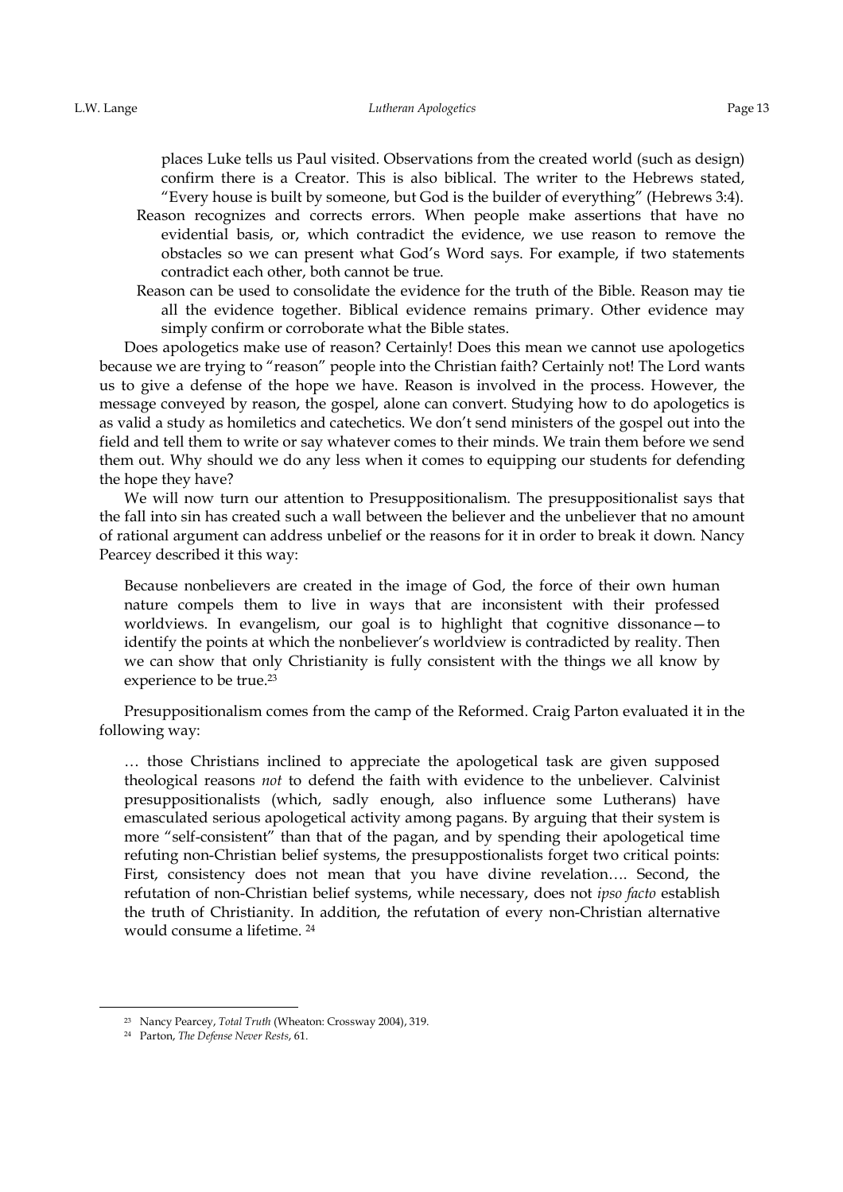places Luke tells us Paul visited. Observations from the created world (such as design) confirm there is a Creator. This is also biblical. The writer to the Hebrews stated, "Every house is built by someone, but God is the builder of everything" (Hebrews 3:4).

Reason recognizes and corrects errors. When people make assertions that have no evidential basis, or, which contradict the evidence, we use reason to remove the obstacles so we can present what God's Word says. For example, if two statements contradict each other, both cannot be true.

Reason can be used to consolidate the evidence for the truth of the Bible. Reason may tie all the evidence together. Biblical evidence remains primary. Other evidence may simply confirm or corroborate what the Bible states.

Does apologetics make use of reason? Certainly! Does this mean we cannot use apologetics because we are trying to "reason" people into the Christian faith? Certainly not! The Lord wants us to give a defense of the hope we have. Reason is involved in the process. However, the message conveyed by reason, the gospel, alone can convert. Studying how to do apologetics is as valid a study as homiletics and catechetics. We don't send ministers of the gospel out into the field and tell them to write or say whatever comes to their minds. We train them before we send them out. Why should we do any less when it comes to equipping our students for defending the hope they have?

We will now turn our attention to Presuppositionalism. The presuppositionalist says that the fall into sin has created such a wall between the believer and the unbeliever that no amount of rational argument can address unbelief or the reasons for it in order to break it down. Nancy Pearcey described it this way:

> Because nonbelievers are created in the image of God, the force of their own human nature compels them to live in ways that are inconsistent with their professed worldviews. In evangelism, our goal is to highlight that cognitive dissonance—to identify the points at which the nonbeliever's worldview is contradicted by reality. Then we can show that only Christianity is fully consistent with the things we all know by experience to be true.[23]

Presuppositionalism comes from the camp of the Reformed. Craig Parton evaluated it in the following way:

> … those Christians inclined to appreciate the apologetical task are given supposed theological reasons *not* to defend the faith with evidence to the unbeliever. Calvinist presuppositionalists (which, sadly enough, also influence some Lutherans) have emasculated serious apologetical activity among pagans. By arguing that their system is more "self-consistent" than that of the pagan, and by spending their apologetical time refuting non-Christian belief systems, the presuppostionalists forget two critical points: First, consistency does not mean that you have divine revelation…. Second, the refutation of non-Christian belief systems, while necessary, does not *ipso facto* establish the truth of Christianity. In addition, the refutation of every non-Christian alternative would consume a lifetime. [24]

---

[23] Nancy Pearcey, *Total Truth* (Wheaton: Crossway 2004), 319.

[24] Parton, *The Defense Never Rests*, 61.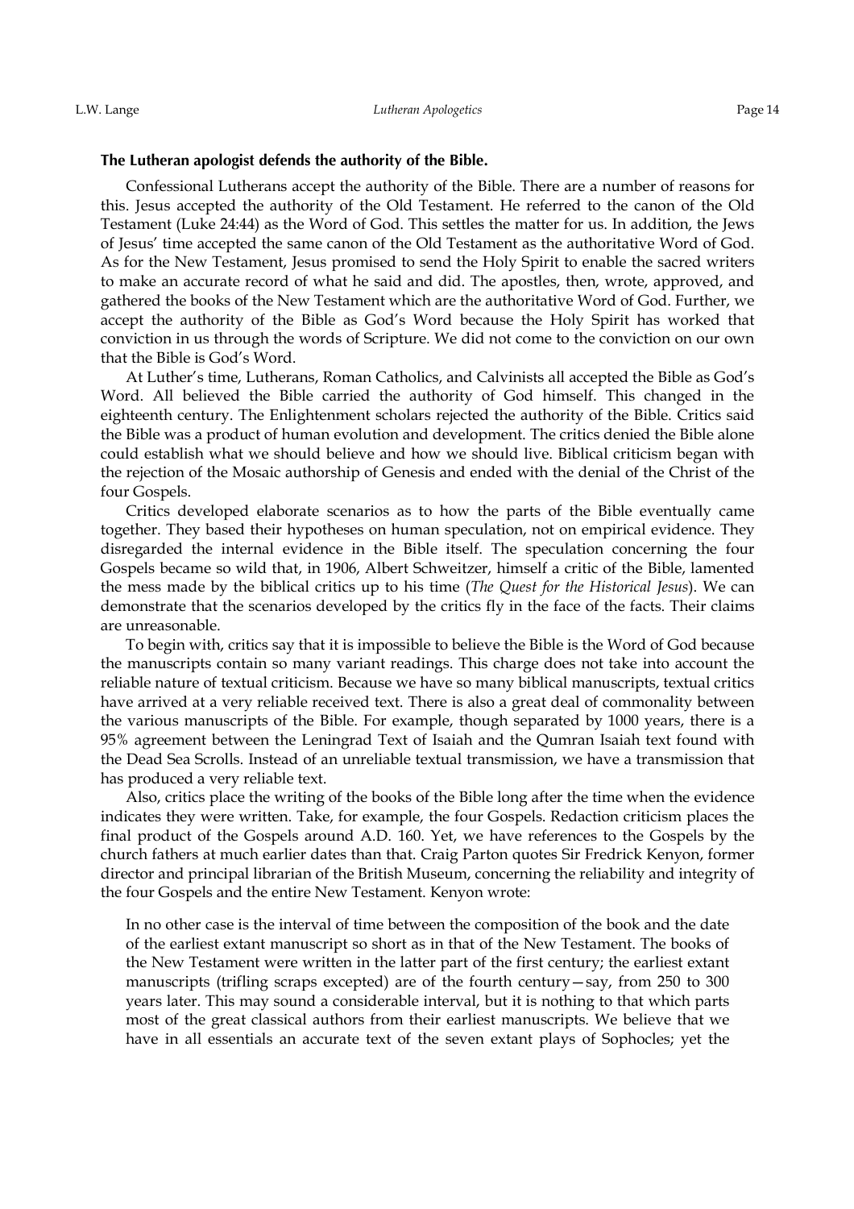**The Lutheran apologist defends the authority of the Bible.**

Confessional Lutherans accept the authority of the Bible. There are a number of reasons for this. Jesus accepted the authority of the Old Testament. He referred to the canon of the Old Testament (Luke 24:44) as the Word of God. This settles the matter for us. In addition, the Jews of Jesus' time accepted the same canon of the Old Testament as the authoritative Word of God. As for the New Testament, Jesus promised to send the Holy Spirit to enable the sacred writers to make an accurate record of what he said and did. The apostles, then, wrote, approved, and gathered the books of the New Testament which are the authoritative Word of God. Further, we accept the authority of the Bible as God's Word because the Holy Spirit has worked that conviction in us through the words of Scripture. We did not come to the conviction on our own that the Bible is God's Word.

At Luther's time, Lutherans, Roman Catholics, and Calvinists all accepted the Bible as God's Word. All believed the Bible carried the authority of God himself. This changed in the eighteenth century. The Enlightenment scholars rejected the authority of the Bible. Critics said the Bible was a product of human evolution and development. The critics denied the Bible alone could establish what we should believe and how we should live. Biblical criticism began with the rejection of the Mosaic authorship of Genesis and ended with the denial of the Christ of the four Gospels.

Critics developed elaborate scenarios as to how the parts of the Bible eventually came together. They based their hypotheses on human speculation, not on empirical evidence. They disregarded the internal evidence in the Bible itself. The speculation concerning the four Gospels became so wild that, in 1906, Albert Schweitzer, himself a critic of the Bible, lamented the mess made by the biblical critics up to his time (*The Quest for the Historical Jesus*). We can demonstrate that the scenarios developed by the critics fly in the face of the facts. Their claims are unreasonable.

To begin with, critics say that it is impossible to believe the Bible is the Word of God because the manuscripts contain so many variant readings. This charge does not take into account the reliable nature of textual criticism. Because we have so many biblical manuscripts, textual critics have arrived at a very reliable received text. There is also a great deal of commonality between the various manuscripts of the Bible. For example, though separated by 1000 years, there is a 95% agreement between the Leningrad Text of Isaiah and the Qumran Isaiah text found with the Dead Sea Scrolls. Instead of an unreliable textual transmission, we have a transmission that has produced a very reliable text.

Also, critics place the writing of the books of the Bible long after the time when the evidence indicates they were written. Take, for example, the four Gospels. Redaction criticism places the final product of the Gospels around A.D. 160. Yet, we have references to the Gospels by the church fathers at much earlier dates than that. Craig Parton quotes Sir Fredrick Kenyon, former director and principal librarian of the British Museum, concerning the reliability and integrity of the four Gospels and the entire New Testament. Kenyon wrote:

> In no other case is the interval of time between the composition of the book and the date of the earliest extant manuscript so short as in that of the New Testament. The books of the New Testament were written in the latter part of the first century; the earliest extant manuscripts (trifling scraps excepted) are of the fourth century—say, from 250 to 300 years later. This may sound a considerable interval, but it is nothing to that which parts most of the great classical authors from their earliest manuscripts. We believe that we have in all essentials an accurate text of the seven extant plays of Sophocles; yet the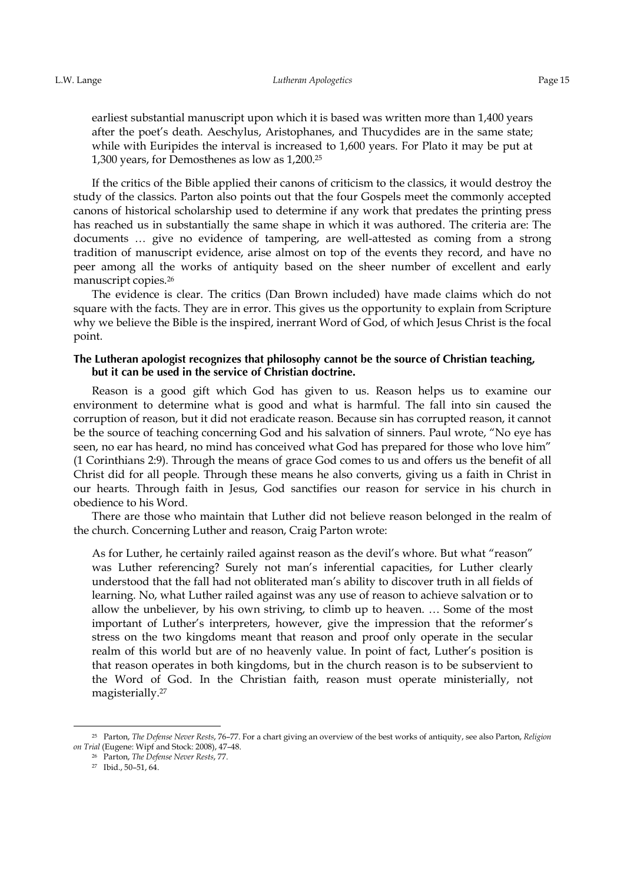earliest substantial manuscript upon which it is based was written more than 1,400 years after the poet's death. Aeschylus, Aristophanes, and Thucydides are in the same state; while with Euripides the interval is increased to 1,600 years. For Plato it may be put at 1,300 years, for Demosthenes as low as 1,200.[25]

If the critics of the Bible applied their canons of criticism to the classics, it would destroy the study of the classics. Parton also points out that the four Gospels meet the commonly accepted canons of historical scholarship used to determine if any work that predates the printing press has reached us in substantially the same shape in which it was authored. The criteria are: The documents … give no evidence of tampering, are well-attested as coming from a strong tradition of manuscript evidence, arise almost on top of the events they record, and have no peer among all the works of antiquity based on the sheer number of excellent and early manuscript copies.[26]

The evidence is clear. The critics (Dan Brown included) have made claims which do not square with the facts. They are in error. This gives us the opportunity to explain from Scripture why we believe the Bible is the inspired, inerrant Word of God, of which Jesus Christ is the focal point.

### The Lutheran apologist recognizes that philosophy cannot be the source of Christian teaching, but it can be used in the service of Christian doctrine.

Reason is a good gift which God has given to us. Reason helps us to examine our environment to determine what is good and what is harmful. The fall into sin caused the corruption of reason, but it did not eradicate reason. Because sin has corrupted reason, it cannot be the source of teaching concerning God and his salvation of sinners. Paul wrote, "No eye has seen, no ear has heard, no mind has conceived what God has prepared for those who love him" (1 Corinthians 2:9). Through the means of grace God comes to us and offers us the benefit of all Christ did for all people. Through these means he also converts, giving us a faith in Christ in our hearts. Through faith in Jesus, God sanctifies our reason for service in his church in obedience to his Word.

There are those who maintain that Luther did not believe reason belonged in the realm of the church. Concerning Luther and reason, Craig Parton wrote:

> As for Luther, he certainly railed against reason as the devil's whore. But what "reason" was Luther referencing? Surely not man's inferential capacities, for Luther clearly understood that the fall had not obliterated man's ability to discover truth in all fields of learning. No, what Luther railed against was any use of reason to achieve salvation or to allow the unbeliever, by his own striving, to climb up to heaven. … Some of the most important of Luther's interpreters, however, give the impression that the reformer's stress on the two kingdoms meant that reason and proof only operate in the secular realm of this world but are of no heavenly value. In point of fact, Luther's position is that reason operates in both kingdoms, but in the church reason is to be subservient to the Word of God. In the Christian faith, reason must operate ministerially, not magisterially.[27]

---

[25] Parton, *The Defense Never Rests*, 76–77. For a chart giving an overview of the best works of antiquity, see also Parton, *Religion on Trial* (Eugene: Wipf and Stock: 2008), 47–48.

[26] Parton, *The Defense Never Rests*, 77.

[27] Ibid., 50–51, 64.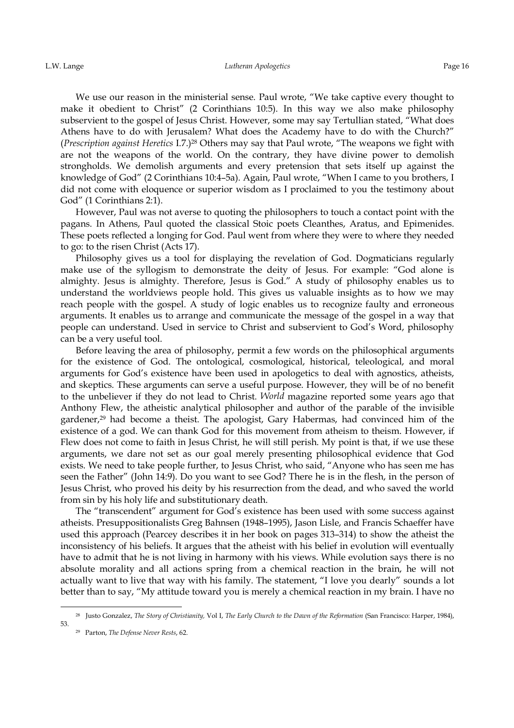We use our reason in the ministerial sense. Paul wrote, "We take captive every thought to make it obedient to Christ" (2 Corinthians 10:5). In this way we also make philosophy subservient to the gospel of Jesus Christ. However, some may say Tertullian stated, "What does Athens have to do with Jerusalem? What does the Academy have to do with the Church?" (*Prescription against Heretics* I.7.)[28] Others may say that Paul wrote, "The weapons we fight with are not the weapons of the world. On the contrary, they have divine power to demolish strongholds. We demolish arguments and every pretension that sets itself up against the knowledge of God" (2 Corinthians 10:4–5a). Again, Paul wrote, "When I came to you brothers, I did not come with eloquence or superior wisdom as I proclaimed to you the testimony about God" (1 Corinthians 2:1).

However, Paul was not averse to quoting the philosophers to touch a contact point with the pagans. In Athens, Paul quoted the classical Stoic poets Cleanthes, Aratus, and Epimenides. These poets reflected a longing for God. Paul went from where they were to where they needed to go: to the risen Christ (Acts 17).

Philosophy gives us a tool for displaying the revelation of God. Dogmaticians regularly make use of the syllogism to demonstrate the deity of Jesus. For example: "God alone is almighty. Jesus is almighty. Therefore, Jesus is God." A study of philosophy enables us to understand the worldviews people hold. This gives us valuable insights as to how we may reach people with the gospel. A study of logic enables us to recognize faulty and erroneous arguments. It enables us to arrange and communicate the message of the gospel in a way that people can understand. Used in service to Christ and subservient to God's Word, philosophy can be a very useful tool.

Before leaving the area of philosophy, permit a few words on the philosophical arguments for the existence of God. The ontological, cosmological, historical, teleological, and moral arguments for God's existence have been used in apologetics to deal with agnostics, atheists, and skeptics. These arguments can serve a useful purpose. However, they will be of no benefit to the unbeliever if they do not lead to Christ. *World* magazine reported some years ago that Anthony Flew, the atheistic analytical philosopher and author of the parable of the invisible gardener,[29] had become a theist. The apologist, Gary Habermas, had convinced him of the existence of a god. We can thank God for this movement from atheism to theism. However, if Flew does not come to faith in Jesus Christ, he will still perish. My point is that, if we use these arguments, we dare not set as our goal merely presenting philosophical evidence that God exists. We need to take people further, to Jesus Christ, who said, "Anyone who has seen me has seen the Father" (John 14:9). Do you want to see God? There he is in the flesh, in the person of Jesus Christ, who proved his deity by his resurrection from the dead, and who saved the world from sin by his holy life and substitutionary death.

The "transcendent" argument for God's existence has been used with some success against atheists. Presuppositionalists Greg Bahnsen (1948–1995), Jason Lisle, and Francis Schaeffer have used this approach (Pearcey describes it in her book on pages 313–314) to show the atheist the inconsistency of his beliefs. It argues that the atheist with his belief in evolution will eventually have to admit that he is not living in harmony with his views. While evolution says there is no absolute morality and all actions spring from a chemical reaction in the brain, he will not actually want to live that way with his family. The statement, "I love you dearly" sounds a lot better than to say, "My attitude toward you is merely a chemical reaction in my brain. I have no

---

[28] Justo Gonzalez, *The Story of Christianity,* Vol I, *The Early Church to the Dawn of the Reformation* (San Francisco: Harper, 1984), 53.

[29] Parton, *The Defense Never Rests*, 62.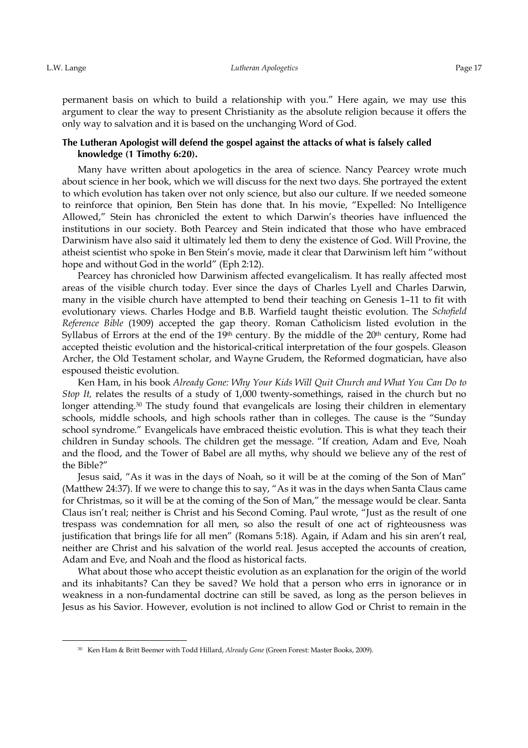permanent basis on which to build a relationship with you." Here again, we may use this argument to clear the way to present Christianity as the absolute religion because it offers the only way to salvation and it is based on the unchanging Word of God.

**The Lutheran Apologist will defend the gospel against the attacks of what is falsely called knowledge (1 Timothy 6:20).**

Many have written about apologetics in the area of science. Nancy Pearcey wrote much about science in her book, which we will discuss for the next two days. She portrayed the extent to which evolution has taken over not only science, but also our culture. If we needed someone to reinforce that opinion, Ben Stein has done that. In his movie, "Expelled: No Intelligence Allowed," Stein has chronicled the extent to which Darwin's theories have influenced the institutions in our society. Both Pearcey and Stein indicated that those who have embraced Darwinism have also said it ultimately led them to deny the existence of God. Will Provine, the atheist scientist who spoke in Ben Stein's movie, made it clear that Darwinism left him "without hope and without God in the world" (Eph 2:12).

Pearcey has chronicled how Darwinism affected evangelicalism. It has really affected most areas of the visible church today. Ever since the days of Charles Lyell and Charles Darwin, many in the visible church have attempted to bend their teaching on Genesis 1–11 to fit with evolutionary views. Charles Hodge and B.B. Warfield taught theistic evolution. The *Schofield Reference Bible* (1909) accepted the gap theory. Roman Catholicism listed evolution in the Syllabus of Errors at the end of the 19th century. By the middle of the 20th century, Rome had accepted theistic evolution and the historical-critical interpretation of the four gospels. Gleason Archer, the Old Testament scholar, and Wayne Grudem, the Reformed dogmatician, have also espoused theistic evolution.

Ken Ham, in his book *Already Gone: Why Your Kids Will Quit Church and What You Can Do to Stop It,* relates the results of a study of 1,000 twenty-somethings, raised in the church but no longer attending.[30] The study found that evangelicals are losing their children in elementary schools, middle schools, and high schools rather than in colleges. The cause is the "Sunday school syndrome." Evangelicals have embraced theistic evolution. This is what they teach their children in Sunday schools. The children get the message. "If creation, Adam and Eve, Noah and the flood, and the Tower of Babel are all myths, why should we believe any of the rest of the Bible?"

Jesus said, "As it was in the days of Noah, so it will be at the coming of the Son of Man" (Matthew 24:37). If we were to change this to say, "As it was in the days when Santa Claus came for Christmas, so it will be at the coming of the Son of Man," the message would be clear. Santa Claus isn't real; neither is Christ and his Second Coming. Paul wrote, "Just as the result of one trespass was condemnation for all men, so also the result of one act of righteousness was justification that brings life for all men" (Romans 5:18). Again, if Adam and his sin aren't real, neither are Christ and his salvation of the world real. Jesus accepted the accounts of creation, Adam and Eve, and Noah and the flood as historical facts.

What about those who accept theistic evolution as an explanation for the origin of the world and its inhabitants? Can they be saved? We hold that a person who errs in ignorance or in weakness in a non-fundamental doctrine can still be saved, as long as the person believes in Jesus as his Savior. However, evolution is not inclined to allow God or Christ to remain in the

---

[30] Ken Ham & Britt Beemer with Todd Hillard, *Already Gone* (Green Forest: Master Books, 2009).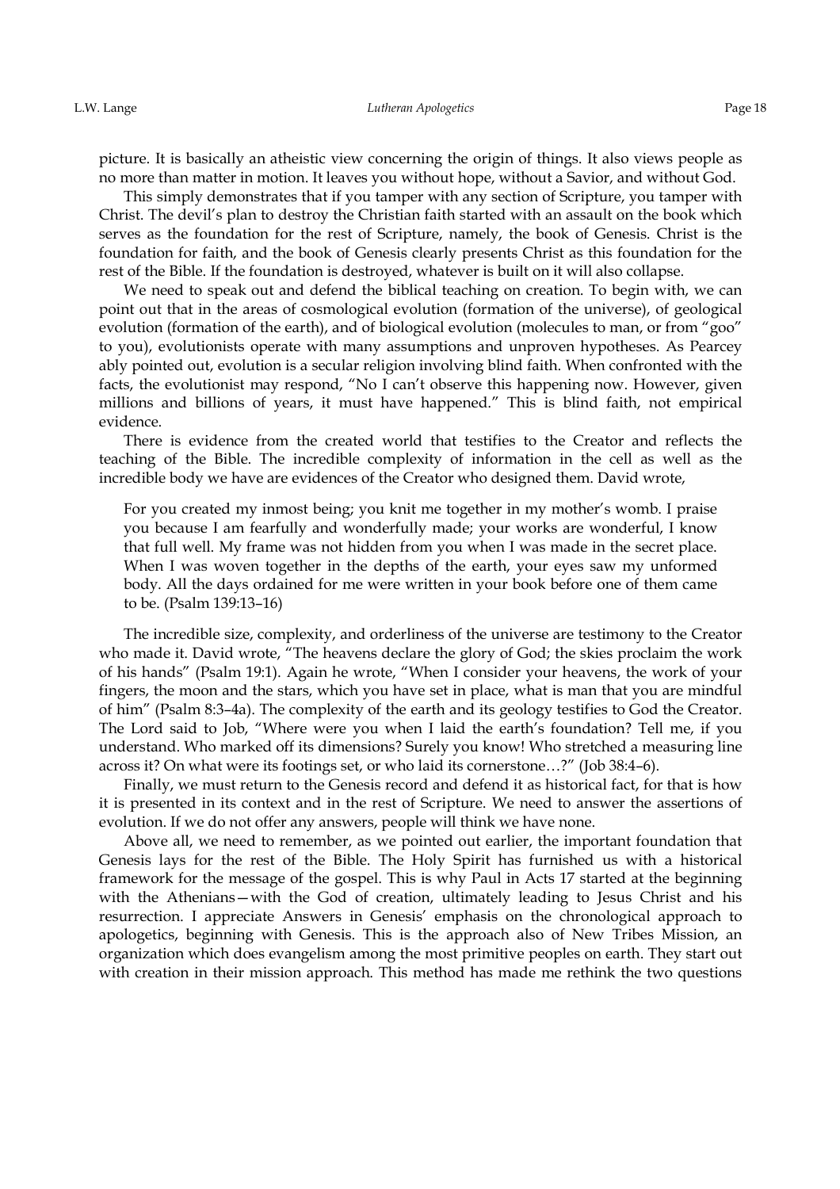picture. It is basically an atheistic view concerning the origin of things. It also views people as no more than matter in motion. It leaves you without hope, without a Savior, and without God.

This simply demonstrates that if you tamper with any section of Scripture, you tamper with Christ. The devil's plan to destroy the Christian faith started with an assault on the book which serves as the foundation for the rest of Scripture, namely, the book of Genesis. Christ is the foundation for faith, and the book of Genesis clearly presents Christ as this foundation for the rest of the Bible. If the foundation is destroyed, whatever is built on it will also collapse.

We need to speak out and defend the biblical teaching on creation. To begin with, we can point out that in the areas of cosmological evolution (formation of the universe), of geological evolution (formation of the earth), and of biological evolution (molecules to man, or from "goo" to you), evolutionists operate with many assumptions and unproven hypotheses. As Pearcey ably pointed out, evolution is a secular religion involving blind faith. When confronted with the facts, the evolutionist may respond, "No I can't observe this happening now. However, given millions and billions of years, it must have happened." This is blind faith, not empirical evidence.

There is evidence from the created world that testifies to the Creator and reflects the teaching of the Bible. The incredible complexity of information in the cell as well as the incredible body we have are evidences of the Creator who designed them. David wrote,

> For you created my inmost being; you knit me together in my mother's womb. I praise you because I am fearfully and wonderfully made; your works are wonderful, I know that full well. My frame was not hidden from you when I was made in the secret place. When I was woven together in the depths of the earth, your eyes saw my unformed body. All the days ordained for me were written in your book before one of them came to be. (Psalm 139:13–16)

The incredible size, complexity, and orderliness of the universe are testimony to the Creator who made it. David wrote, "The heavens declare the glory of God; the skies proclaim the work of his hands" (Psalm 19:1). Again he wrote, "When I consider your heavens, the work of your fingers, the moon and the stars, which you have set in place, what is man that you are mindful of him" (Psalm 8:3–4a). The complexity of the earth and its geology testifies to God the Creator. The Lord said to Job, "Where were you when I laid the earth's foundation? Tell me, if you understand. Who marked off its dimensions? Surely you know! Who stretched a measuring line across it? On what were its footings set, or who laid its cornerstone…?" (Job 38:4–6).

Finally, we must return to the Genesis record and defend it as historical fact, for that is how it is presented in its context and in the rest of Scripture. We need to answer the assertions of evolution. If we do not offer any answers, people will think we have none.

Above all, we need to remember, as we pointed out earlier, the important foundation that Genesis lays for the rest of the Bible. The Holy Spirit has furnished us with a historical framework for the message of the gospel. This is why Paul in Acts 17 started at the beginning with the Athenians—with the God of creation, ultimately leading to Jesus Christ and his resurrection. I appreciate Answers in Genesis' emphasis on the chronological approach to apologetics, beginning with Genesis. This is the approach also of New Tribes Mission, an organization which does evangelism among the most primitive peoples on earth. They start out with creation in their mission approach. This method has made me rethink the two questions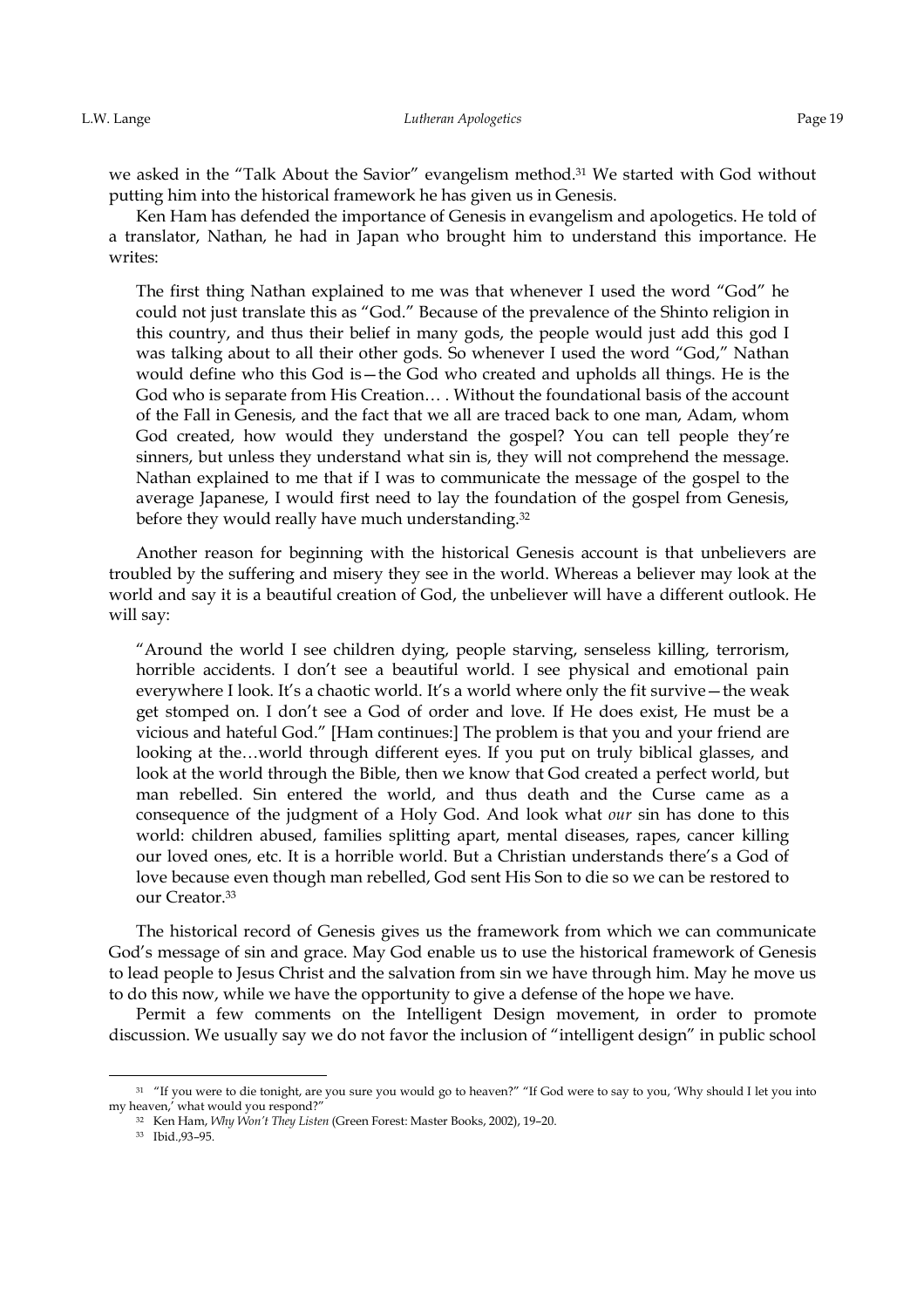we asked in the "Talk About the Savior" evangelism method.[31] We started with God without putting him into the historical framework he has given us in Genesis.

Ken Ham has defended the importance of Genesis in evangelism and apologetics. He told of a translator, Nathan, he had in Japan who brought him to understand this importance. He writes:

> The first thing Nathan explained to me was that whenever I used the word "God" he could not just translate this as "God." Because of the prevalence of the Shinto religion in this country, and thus their belief in many gods, the people would just add this god I was talking about to all their other gods. So whenever I used the word "God," Nathan would define who this God is—the God who created and upholds all things. He is the God who is separate from His Creation… . Without the foundational basis of the account of the Fall in Genesis, and the fact that we all are traced back to one man, Adam, whom God created, how would they understand the gospel? You can tell people they're sinners, but unless they understand what sin is, they will not comprehend the message. Nathan explained to me that if I was to communicate the message of the gospel to the average Japanese, I would first need to lay the foundation of the gospel from Genesis, before they would really have much understanding.[32]

Another reason for beginning with the historical Genesis account is that unbelievers are troubled by the suffering and misery they see in the world. Whereas a believer may look at the world and say it is a beautiful creation of God, the unbeliever will have a different outlook. He will say:

> "Around the world I see children dying, people starving, senseless killing, terrorism, horrible accidents. I don't see a beautiful world. I see physical and emotional pain everywhere I look. It's a chaotic world. It's a world where only the fit survive—the weak get stomped on. I don't see a God of order and love. If He does exist, He must be a vicious and hateful God." [Ham continues:] The problem is that you and your friend are looking at the…world through different eyes. If you put on truly biblical glasses, and look at the world through the Bible, then we know that God created a perfect world, but man rebelled. Sin entered the world, and thus death and the Curse came as a consequence of the judgment of a Holy God. And look what *our* sin has done to this world: children abused, families splitting apart, mental diseases, rapes, cancer killing our loved ones, etc. It is a horrible world. But a Christian understands there's a God of love because even though man rebelled, God sent His Son to die so we can be restored to our Creator.[33]

The historical record of Genesis gives us the framework from which we can communicate God's message of sin and grace. May God enable us to use the historical framework of Genesis to lead people to Jesus Christ and the salvation from sin we have through him. May he move us to do this now, while we have the opportunity to give a defense of the hope we have.

Permit a few comments on the Intelligent Design movement, in order to promote discussion. We usually say we do not favor the inclusion of "intelligent design" in public school

---

[31] "If you were to die tonight, are you sure you would go to heaven?" "If God were to say to you, 'Why should I let you into my heaven,' what would you respond?"

[32] Ken Ham, *Why Won't They Listen* (Green Forest: Master Books, 2002), 19–20.

[33] Ibid.,93–95.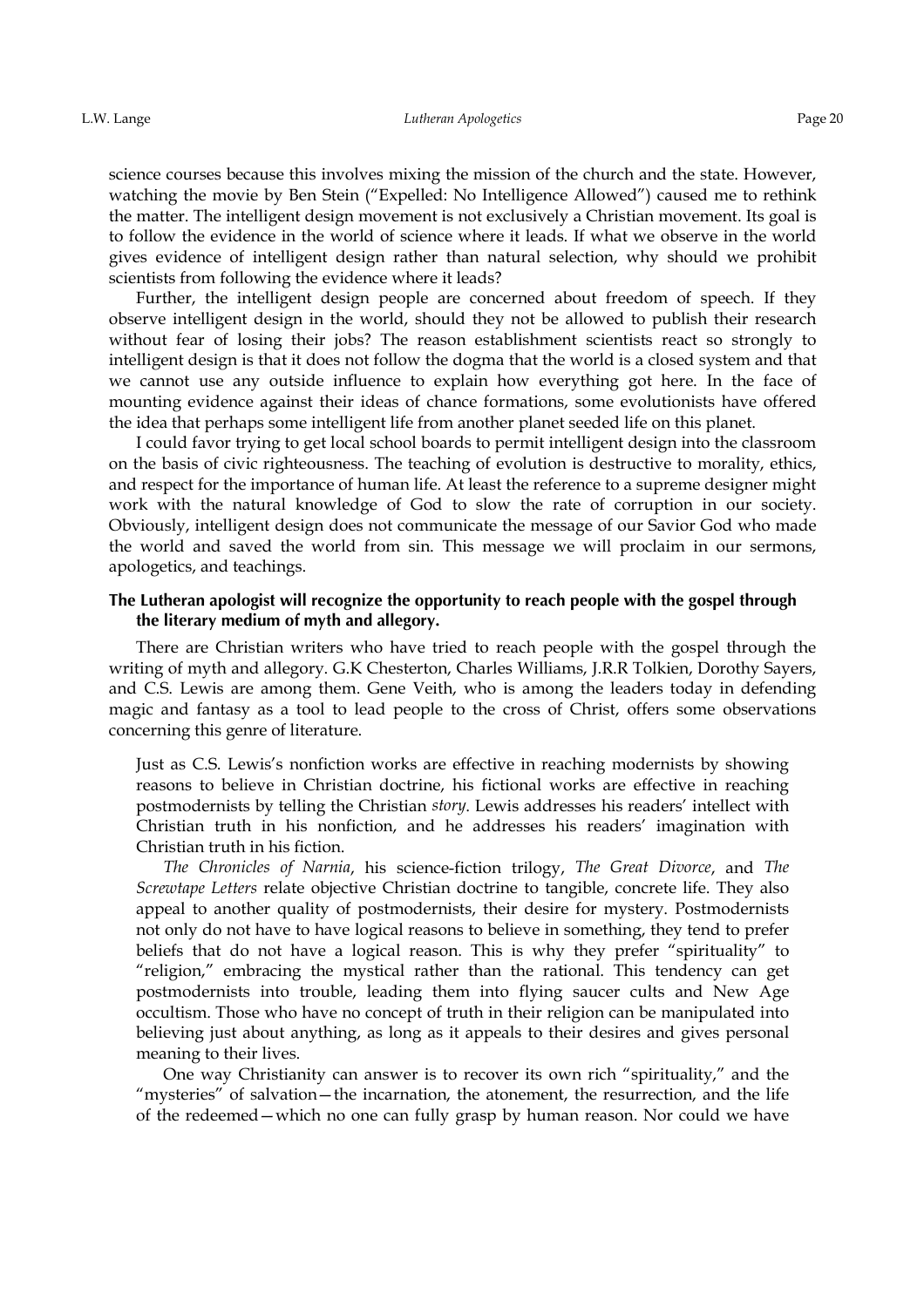science courses because this involves mixing the mission of the church and the state. However, watching the movie by Ben Stein ("Expelled: No Intelligence Allowed") caused me to rethink the matter. The intelligent design movement is not exclusively a Christian movement. Its goal is to follow the evidence in the world of science where it leads. If what we observe in the world gives evidence of intelligent design rather than natural selection, why should we prohibit scientists from following the evidence where it leads?

Further, the intelligent design people are concerned about freedom of speech. If they observe intelligent design in the world, should they not be allowed to publish their research without fear of losing their jobs? The reason establishment scientists react so strongly to intelligent design is that it does not follow the dogma that the world is a closed system and that we cannot use any outside influence to explain how everything got here. In the face of mounting evidence against their ideas of chance formations, some evolutionists have offered the idea that perhaps some intelligent life from another planet seeded life on this planet.

I could favor trying to get local school boards to permit intelligent design into the classroom on the basis of civic righteousness. The teaching of evolution is destructive to morality, ethics, and respect for the importance of human life. At least the reference to a supreme designer might work with the natural knowledge of God to slow the rate of corruption in our society. Obviously, intelligent design does not communicate the message of our Savior God who made the world and saved the world from sin. This message we will proclaim in our sermons, apologetics, and teachings.

**The Lutheran apologist will recognize the opportunity to reach people with the gospel through the literary medium of myth and allegory.**

There are Christian writers who have tried to reach people with the gospel through the writing of myth and allegory. G.K Chesterton, Charles Williams, J.R.R Tolkien, Dorothy Sayers, and C.S. Lewis are among them. Gene Veith, who is among the leaders today in defending magic and fantasy as a tool to lead people to the cross of Christ, offers some observations concerning this genre of literature.

> Just as C.S. Lewis's nonfiction works are effective in reaching modernists by showing reasons to believe in Christian doctrine, his fictional works are effective in reaching postmodernists by telling the Christian *story*. Lewis addresses his readers' intellect with Christian truth in his nonfiction, and he addresses his readers' imagination with Christian truth in his fiction.
>
> *The Chronicles of Narnia*, his science-fiction trilogy, *The Great Divorce*, and *The Screwtape Letters* relate objective Christian doctrine to tangible, concrete life. They also appeal to another quality of postmodernists, their desire for mystery. Postmodernists not only do not have to have logical reasons to believe in something, they tend to prefer beliefs that do not have a logical reason. This is why they prefer "spirituality" to "religion," embracing the mystical rather than the rational. This tendency can get postmodernists into trouble, leading them into flying saucer cults and New Age occultism. Those who have no concept of truth in their religion can be manipulated into believing just about anything, as long as it appeals to their desires and gives personal meaning to their lives.
>
> One way Christianity can answer is to recover its own rich "spirituality," and the "mysteries" of salvation—the incarnation, the atonement, the resurrection, and the life of the redeemed—which no one can fully grasp by human reason. Nor could we have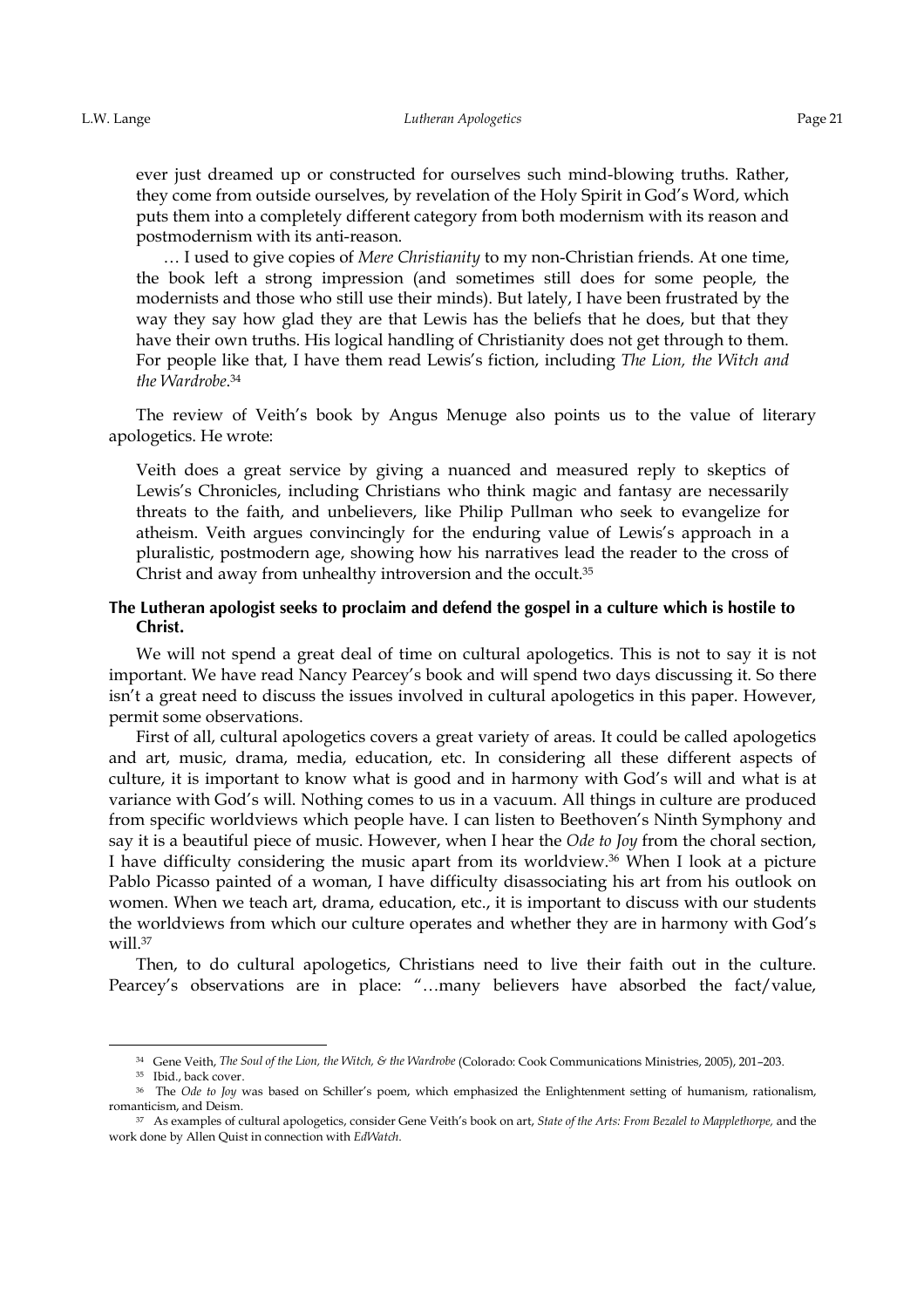> ever just dreamed up or constructed for ourselves such mind-blowing truths. Rather, they come from outside ourselves, by revelation of the Holy Spirit in God's Word, which puts them into a completely different category from both modernism with its reason and postmodernism with its anti-reason.
>
> … I used to give copies of *Mere Christianity* to my non-Christian friends. At one time, the book left a strong impression (and sometimes still does for some people, the modernists and those who still use their minds). But lately, I have been frustrated by the way they say how glad they are that Lewis has the beliefs that he does, but that they have their own truths. His logical handling of Christianity does not get through to them. For people like that, I have them read Lewis's fiction, including *The Lion, the Witch and the Wardrobe*.[34]

The review of Veith's book by Angus Menuge also points us to the value of literary apologetics. He wrote:

> Veith does a great service by giving a nuanced and measured reply to skeptics of Lewis's Chronicles, including Christians who think magic and fantasy are necessarily threats to the faith, and unbelievers, like Philip Pullman who seek to evangelize for atheism. Veith argues convincingly for the enduring value of Lewis's approach in a pluralistic, postmodern age, showing how his narratives lead the reader to the cross of Christ and away from unhealthy introversion and the occult.[35]

**The Lutheran apologist seeks to proclaim and defend the gospel in a culture which is hostile to Christ.**

We will not spend a great deal of time on cultural apologetics. This is not to say it is not important. We have read Nancy Pearcey's book and will spend two days discussing it. So there isn't a great need to discuss the issues involved in cultural apologetics in this paper. However, permit some observations.

First of all, cultural apologetics covers a great variety of areas. It could be called apologetics and art, music, drama, media, education, etc. In considering all these different aspects of culture, it is important to know what is good and in harmony with God's will and what is at variance with God's will. Nothing comes to us in a vacuum. All things in culture are produced from specific worldviews which people have. I can listen to Beethoven's Ninth Symphony and say it is a beautiful piece of music. However, when I hear the *Ode to Joy* from the choral section, I have difficulty considering the music apart from its worldview.[36] When I look at a picture Pablo Picasso painted of a woman, I have difficulty disassociating his art from his outlook on women. When we teach art, drama, education, etc., it is important to discuss with our students the worldviews from which our culture operates and whether they are in harmony with God's will.[37]

Then, to do cultural apologetics, Christians need to live their faith out in the culture. Pearcey's observations are in place: "…many believers have absorbed the fact/value,

---

[34] Gene Veith, *The Soul of the Lion, the Witch, & the Wardrobe* (Colorado: Cook Communications Ministries, 2005), 201–203.

[35] Ibid., back cover.

[36] The *Ode to Joy* was based on Schiller's poem, which emphasized the Enlightenment setting of humanism, rationalism, romanticism, and Deism.

[37] As examples of cultural apologetics, consider Gene Veith's book on art, *State of the Arts: From Bezalel to Mapplethorpe,* and the work done by Allen Quist in connection with *EdWatch*.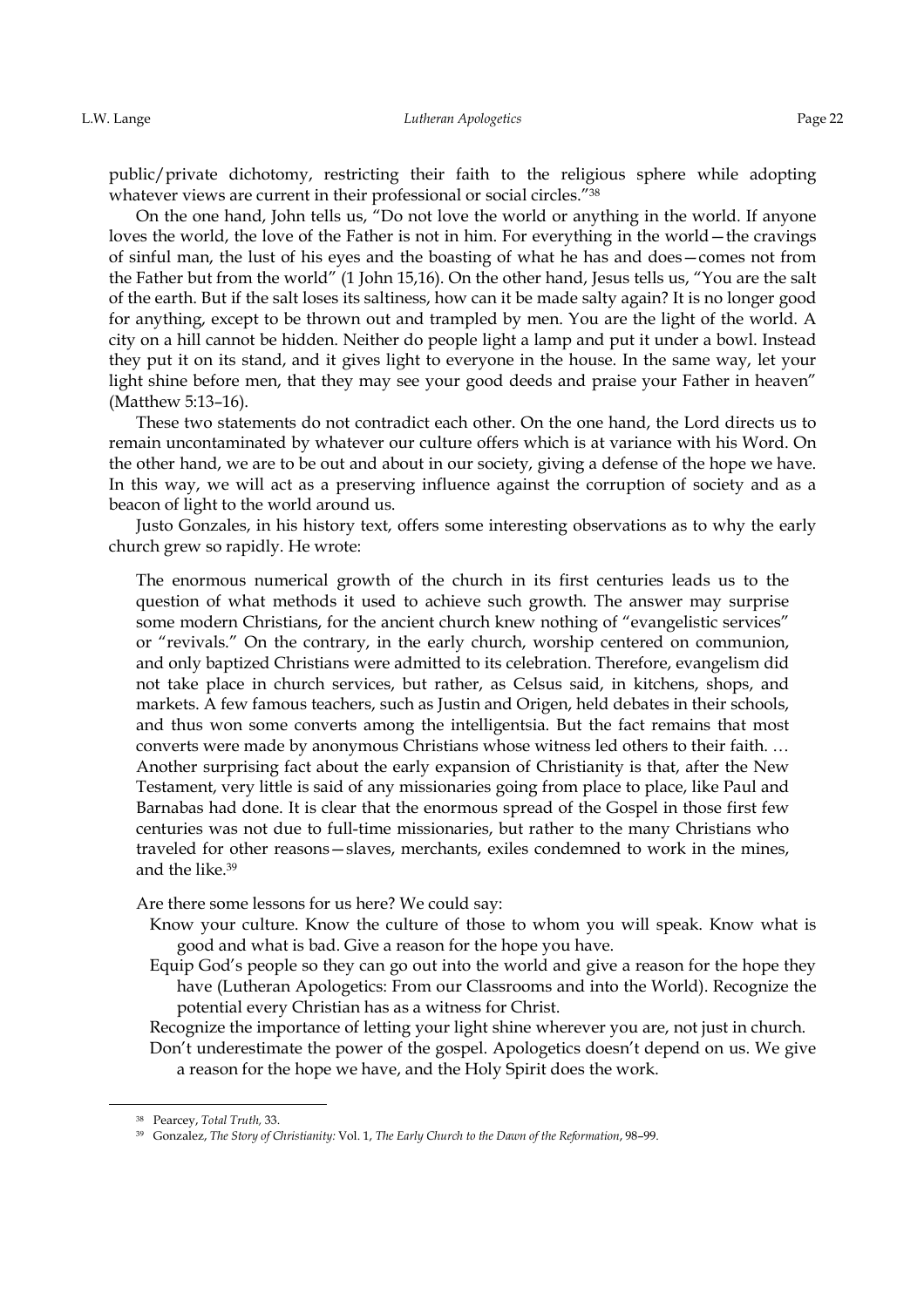public/private dichotomy, restricting their faith to the religious sphere while adopting whatever views are current in their professional or social circles."[38]

On the one hand, John tells us, "Do not love the world or anything in the world. If anyone loves the world, the love of the Father is not in him. For everything in the world—the cravings of sinful man, the lust of his eyes and the boasting of what he has and does—comes not from the Father but from the world" (1 John 15,16). On the other hand, Jesus tells us, "You are the salt of the earth. But if the salt loses its saltiness, how can it be made salty again? It is no longer good for anything, except to be thrown out and trampled by men. You are the light of the world. A city on a hill cannot be hidden. Neither do people light a lamp and put it under a bowl. Instead they put it on its stand, and it gives light to everyone in the house. In the same way, let your light shine before men, that they may see your good deeds and praise your Father in heaven" (Matthew 5:13–16).

These two statements do not contradict each other. On the one hand, the Lord directs us to remain uncontaminated by whatever our culture offers which is at variance with his Word. On the other hand, we are to be out and about in our society, giving a defense of the hope we have. In this way, we will act as a preserving influence against the corruption of society and as a beacon of light to the world around us.

Justo Gonzales, in his history text, offers some interesting observations as to why the early church grew so rapidly. He wrote:

> The enormous numerical growth of the church in its first centuries leads us to the question of what methods it used to achieve such growth. The answer may surprise some modern Christians, for the ancient church knew nothing of "evangelistic services" or "revivals." On the contrary, in the early church, worship centered on communion, and only baptized Christians were admitted to its celebration. Therefore, evangelism did not take place in church services, but rather, as Celsus said, in kitchens, shops, and markets. A few famous teachers, such as Justin and Origen, held debates in their schools, and thus won some converts among the intelligentsia. But the fact remains that most converts were made by anonymous Christians whose witness led others to their faith. … Another surprising fact about the early expansion of Christianity is that, after the New Testament, very little is said of any missionaries going from place to place, like Paul and Barnabas had done. It is clear that the enormous spread of the Gospel in those first few centuries was not due to full-time missionaries, but rather to the many Christians who traveled for other reasons—slaves, merchants, exiles condemned to work in the mines, and the like.[39]

Are there some lessons for us here? We could say:

- Know your culture. Know the culture of those to whom you will speak. Know what is good and what is bad. Give a reason for the hope you have.
- Equip God's people so they can go out into the world and give a reason for the hope they have (Lutheran Apologetics: From our Classrooms and into the World). Recognize the potential every Christian has as a witness for Christ.
- Recognize the importance of letting your light shine wherever you are, not just in church.
- Don't underestimate the power of the gospel. Apologetics doesn't depend on us. We give a reason for the hope we have, and the Holy Spirit does the work.

---

[38] Pearcey, *Total Truth,* 33.

[39] Gonzalez, *The Story of Christianity:* Vol. 1, *The Early Church to the Dawn of the Reformation*, 98–99.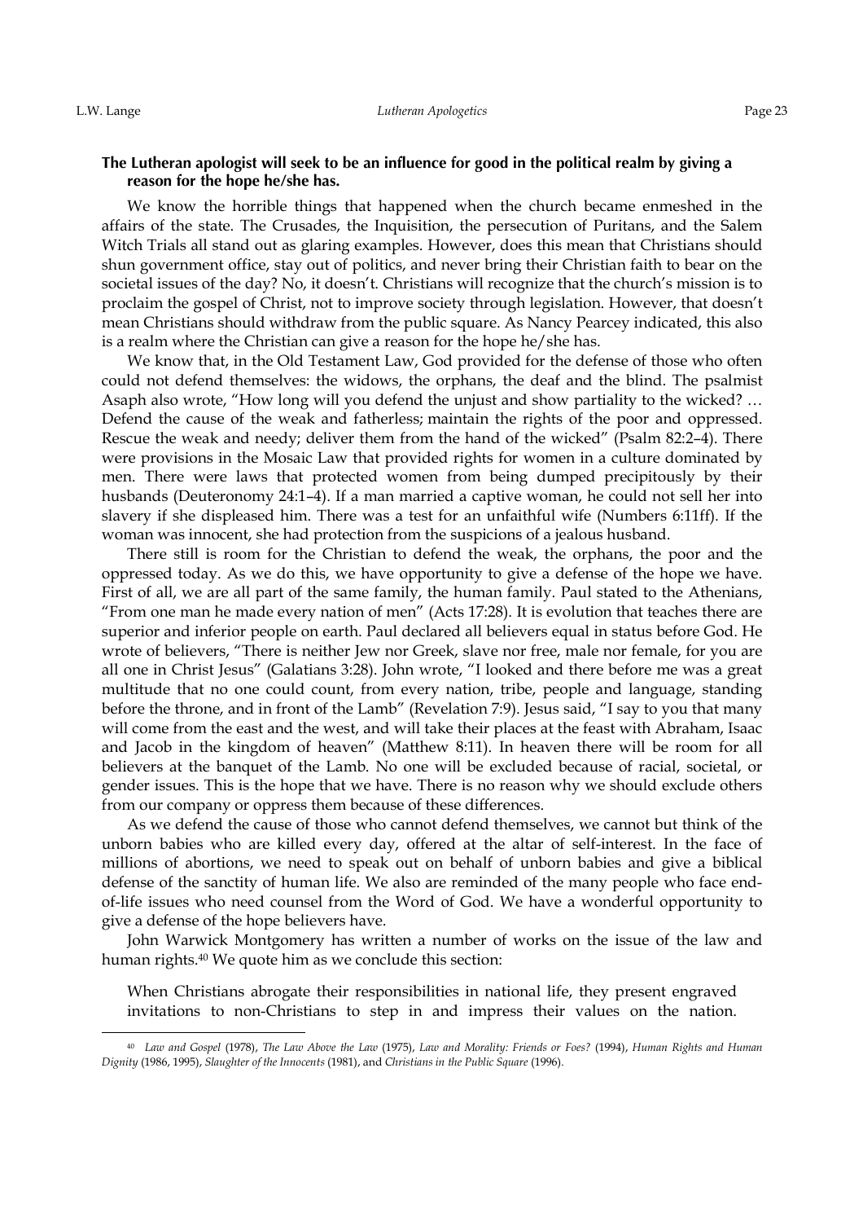**The Lutheran apologist will seek to be an influence for good in the political realm by giving a reason for the hope he/she has.**

We know the horrible things that happened when the church became enmeshed in the affairs of the state. The Crusades, the Inquisition, the persecution of Puritans, and the Salem Witch Trials all stand out as glaring examples. However, does this mean that Christians should shun government office, stay out of politics, and never bring their Christian faith to bear on the societal issues of the day? No, it doesn't. Christians will recognize that the church's mission is to proclaim the gospel of Christ, not to improve society through legislation. However, that doesn't mean Christians should withdraw from the public square. As Nancy Pearcey indicated, this also is a realm where the Christian can give a reason for the hope he/she has.

We know that, in the Old Testament Law, God provided for the defense of those who often could not defend themselves: the widows, the orphans, the deaf and the blind. The psalmist Asaph also wrote, "How long will you defend the unjust and show partiality to the wicked? … Defend the cause of the weak and fatherless; maintain the rights of the poor and oppressed. Rescue the weak and needy; deliver them from the hand of the wicked" (Psalm 82:2–4). There were provisions in the Mosaic Law that provided rights for women in a culture dominated by men. There were laws that protected women from being dumped precipitously by their husbands (Deuteronomy 24:1–4). If a man married a captive woman, he could not sell her into slavery if she displeased him. There was a test for an unfaithful wife (Numbers 6:11ff). If the woman was innocent, she had protection from the suspicions of a jealous husband.

There still is room for the Christian to defend the weak, the orphans, the poor and the oppressed today. As we do this, we have opportunity to give a defense of the hope we have. First of all, we are all part of the same family, the human family. Paul stated to the Athenians, "From one man he made every nation of men" (Acts 17:28). It is evolution that teaches there are superior and inferior people on earth. Paul declared all believers equal in status before God. He wrote of believers, "There is neither Jew nor Greek, slave nor free, male nor female, for you are all one in Christ Jesus" (Galatians 3:28). John wrote, "I looked and there before me was a great multitude that no one could count, from every nation, tribe, people and language, standing before the throne, and in front of the Lamb" (Revelation 7:9). Jesus said, "I say to you that many will come from the east and the west, and will take their places at the feast with Abraham, Isaac and Jacob in the kingdom of heaven" (Matthew 8:11). In heaven there will be room for all believers at the banquet of the Lamb. No one will be excluded because of racial, societal, or gender issues. This is the hope that we have. There is no reason why we should exclude others from our company or oppress them because of these differences.

As we defend the cause of those who cannot defend themselves, we cannot but think of the unborn babies who are killed every day, offered at the altar of self-interest. In the face of millions of abortions, we need to speak out on behalf of unborn babies and give a biblical defense of the sanctity of human life. We also are reminded of the many people who face end-of-life issues who need counsel from the Word of God. We have a wonderful opportunity to give a defense of the hope believers have.

John Warwick Montgomery has written a number of works on the issue of the law and human rights.[40] We quote him as we conclude this section:

> When Christians abrogate their responsibilities in national life, they present engraved invitations to non-Christians to step in and impress their values on the nation.

[40] *Law and Gospel* (1978), *The Law Above the Law* (1975), *Law and Morality: Friends or Foes?* (1994), *Human Rights and Human Dignity* (1986, 1995), *Slaughter of the Innocents* (1981), and *Christians in the Public Square* (1996).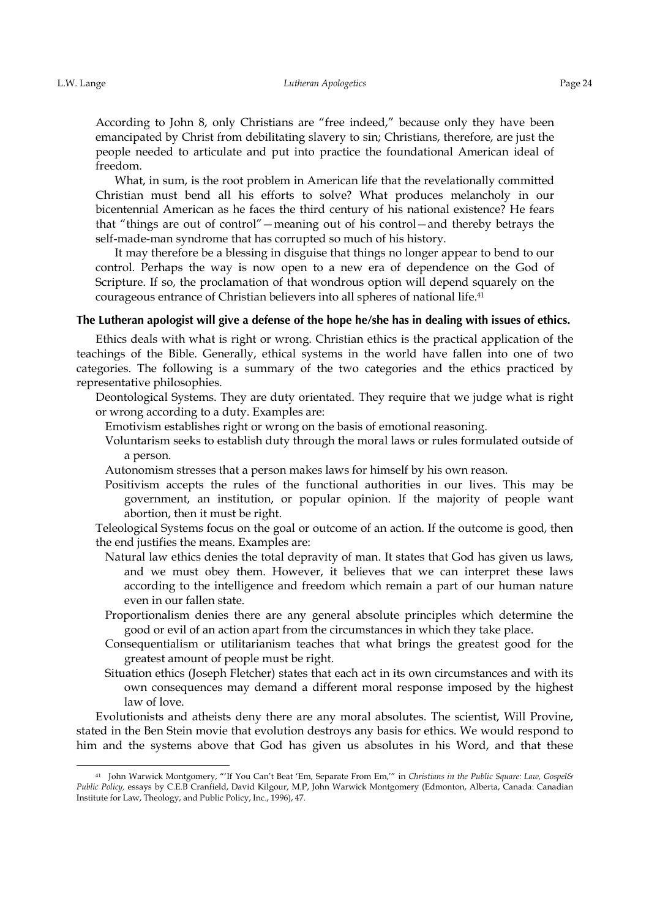According to John 8, only Christians are "free indeed," because only they have been emancipated by Christ from debilitating slavery to sin; Christians, therefore, are just the people needed to articulate and put into practice the foundational American ideal of freedom.

What, in sum, is the root problem in American life that the revelationally committed Christian must bend all his efforts to solve? What produces melancholy in our bicentennial American as he faces the third century of his national existence? He fears that "things are out of control"—meaning out of his control—and thereby betrays the self-made-man syndrome that has corrupted so much of his history.

It may therefore be a blessing in disguise that things no longer appear to bend to our control. Perhaps the way is now open to a new era of dependence on the God of Scripture. If so, the proclamation of that wondrous option will depend squarely on the courageous entrance of Christian believers into all spheres of national life.[41]

### The Lutheran apologist will give a defense of the hope he/she has in dealing with issues of ethics.

Ethics deals with what is right or wrong. Christian ethics is the practical application of the teachings of the Bible. Generally, ethical systems in the world have fallen into one of two categories. The following is a summary of the two categories and the ethics practiced by representative philosophies.

Deontological Systems. They are duty orientated. They require that we judge what is right or wrong according to a duty. Examples are:

- Emotivism establishes right or wrong on the basis of emotional reasoning.
- Voluntarism seeks to establish duty through the moral laws or rules formulated outside of a person.
- Autonomism stresses that a person makes laws for himself by his own reason.
- Positivism accepts the rules of the functional authorities in our lives. This may be government, an institution, or popular opinion. If the majority of people want abortion, then it must be right.

Teleological Systems focus on the goal or outcome of an action. If the outcome is good, then the end justifies the means. Examples are:

- Natural law ethics denies the total depravity of man. It states that God has given us laws, and we must obey them. However, it believes that we can interpret these laws according to the intelligence and freedom which remain a part of our human nature even in our fallen state.
- Proportionalism denies there are any general absolute principles which determine the good or evil of an action apart from the circumstances in which they take place.
- Consequentialism or utilitarianism teaches that what brings the greatest good for the greatest amount of people must be right.
- Situation ethics (Joseph Fletcher) states that each act in its own circumstances and with its own consequences may demand a different moral response imposed by the highest law of love.

Evolutionists and atheists deny there are any moral absolutes. The scientist, Will Provine, stated in the Ben Stein movie that evolution destroys any basis for ethics. We would respond to him and the systems above that God has given us absolutes in his Word, and that these

---

[41] John Warwick Montgomery, "'If You Can't Beat 'Em, Separate From Em,'" in *Chrisitians in the Public Square: Law, Gospel& Public Policy,* essays by C.E.B Cranfield, David Kilgour, M.P, John Warwick Montgomery (Edmonton, Alberta, Canada: Canadian Institute for Law, Theology, and Public Policy, Inc., 1996), 47.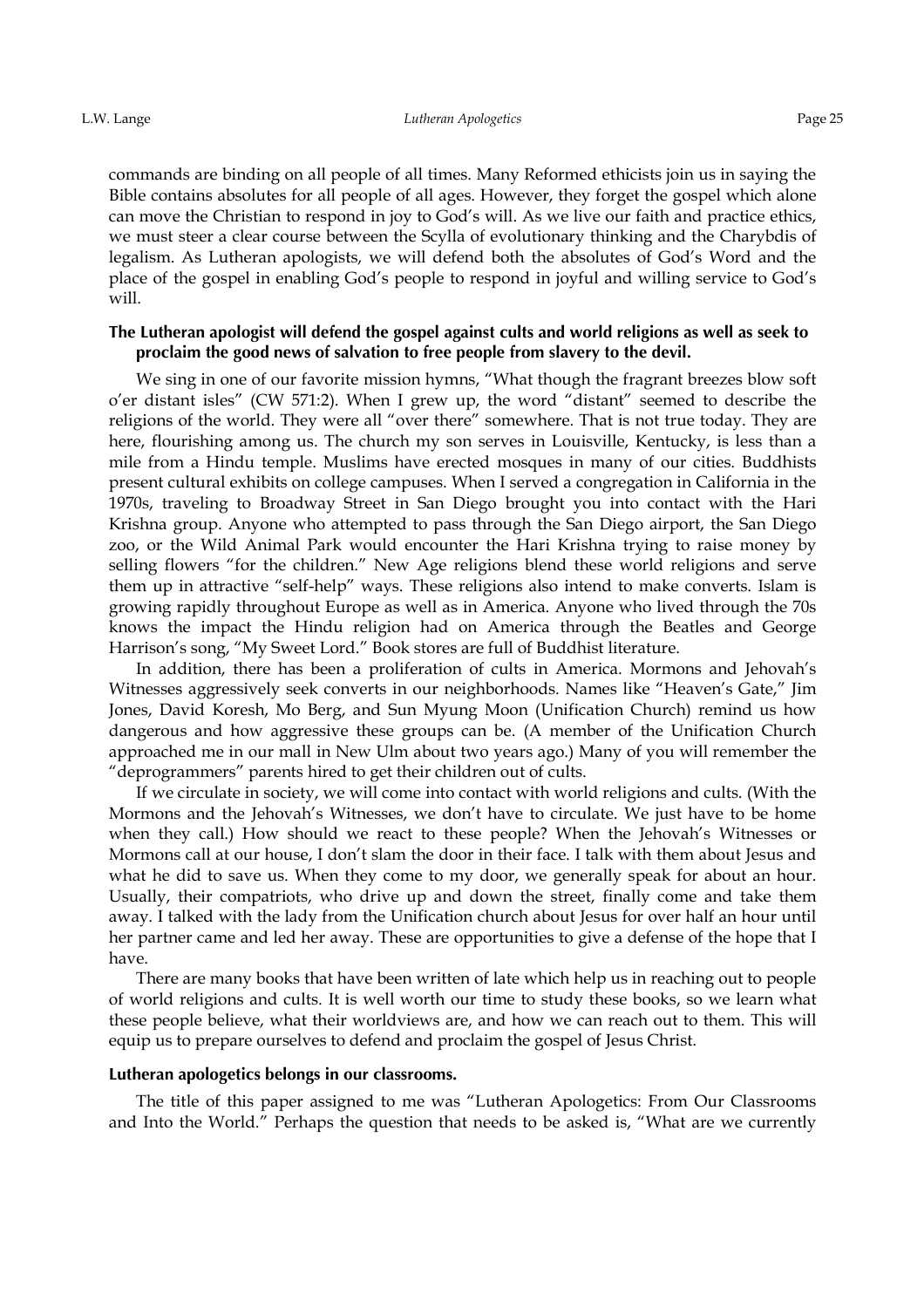commands are binding on all people of all times. Many Reformed ethicists join us in saying the Bible contains absolutes for all people of all ages. However, they forget the gospel which alone can move the Christian to respond in joy to God's will. As we live our faith and practice ethics, we must steer a clear course between the Scylla of evolutionary thinking and the Charybdis of legalism. As Lutheran apologists, we will defend both the absolutes of God's Word and the place of the gospel in enabling God's people to respond in joyful and willing service to God's will.

**The Lutheran apologist will defend the gospel against cults and world religions as well as seek to proclaim the good news of salvation to free people from slavery to the devil.**

We sing in one of our favorite mission hymns, "What though the fragrant breezes blow soft o'er distant isles" (CW 571:2). When I grew up, the word "distant" seemed to describe the religions of the world. They were all "over there" somewhere. That is not true today. They are here, flourishing among us. The church my son serves in Louisville, Kentucky, is less than a mile from a Hindu temple. Muslims have erected mosques in many of our cities. Buddhists present cultural exhibits on college campuses. When I served a congregation in California in the 1970s, traveling to Broadway Street in San Diego brought you into contact with the Hari Krishna group. Anyone who attempted to pass through the San Diego airport, the San Diego zoo, or the Wild Animal Park would encounter the Hari Krishna trying to raise money by selling flowers "for the children." New Age religions blend these world religions and serve them up in attractive "self-help" ways. These religions also intend to make converts. Islam is growing rapidly throughout Europe as well as in America. Anyone who lived through the 70s knows the impact the Hindu religion had on America through the Beatles and George Harrison's song, "My Sweet Lord." Book stores are full of Buddhist literature.

In addition, there has been a proliferation of cults in America. Mormons and Jehovah's Witnesses aggressively seek converts in our neighborhoods. Names like "Heaven's Gate," Jim Jones, David Koresh, Mo Berg, and Sun Myung Moon (Unification Church) remind us how dangerous and how aggressive these groups can be. (A member of the Unification Church approached me in our mall in New Ulm about two years ago.) Many of you will remember the "deprogrammers" parents hired to get their children out of cults.

If we circulate in society, we will come into contact with world religions and cults. (With the Mormons and the Jehovah's Witnesses, we don't have to circulate. We just have to be home when they call.) How should we react to these people? When the Jehovah's Witnesses or Mormons call at our house, I don't slam the door in their face. I talk with them about Jesus and what he did to save us. When they come to my door, we generally speak for about an hour. Usually, their compatriots, who drive up and down the street, finally come and take them away. I talked with the lady from the Unification church about Jesus for over half an hour until her partner came and led her away. These are opportunities to give a defense of the hope that I have.

There are many books that have been written of late which help us in reaching out to people of world religions and cults. It is well worth our time to study these books, so we learn what these people believe, what their worldviews are, and how we can reach out to them. This will equip us to prepare ourselves to defend and proclaim the gospel of Jesus Christ.

**Lutheran apologetics belongs in our classrooms.**

The title of this paper assigned to me was "Lutheran Apologetics: From Our Classrooms and Into the World." Perhaps the question that needs to be asked is, "What are we currently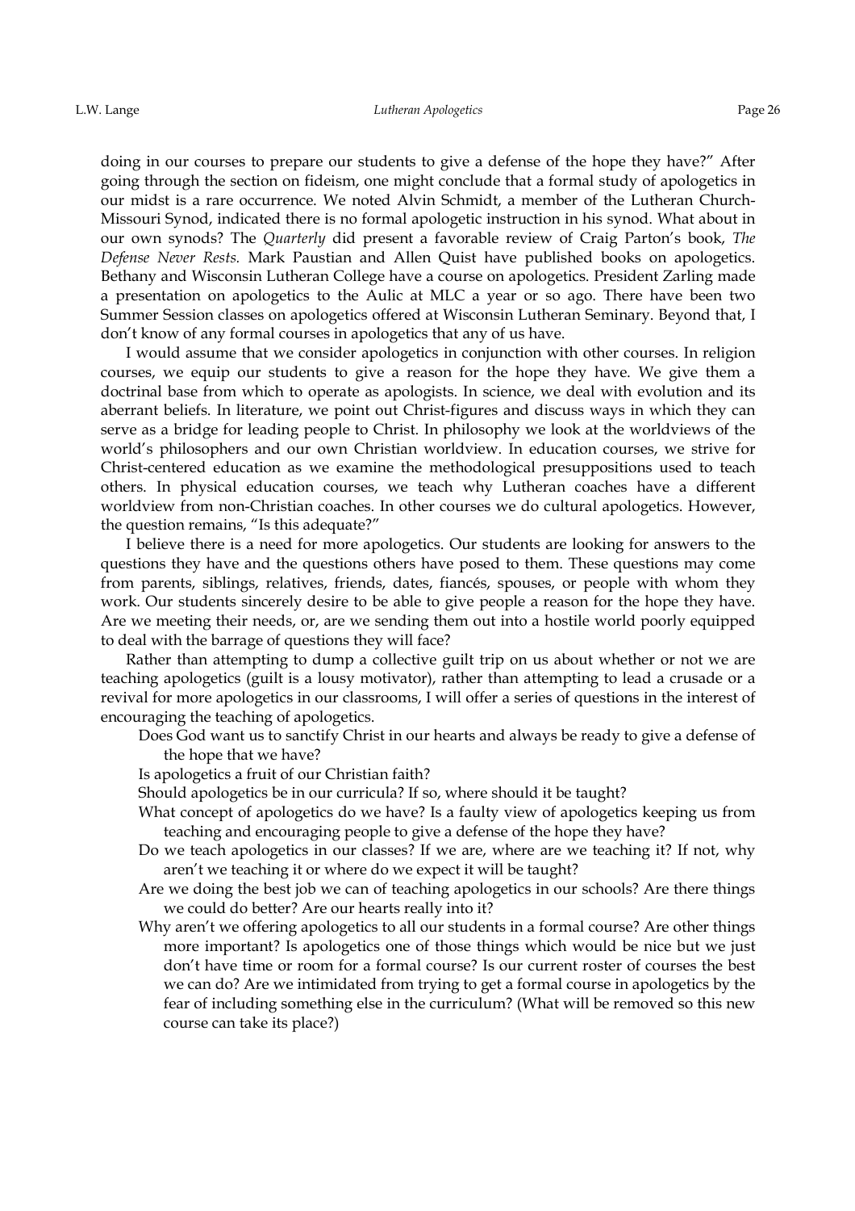doing in our courses to prepare our students to give a defense of the hope they have?" After going through the section on fideism, one might conclude that a formal study of apologetics in our midst is a rare occurrence. We noted Alvin Schmidt, a member of the Lutheran Church-Missouri Synod, indicated there is no formal apologetic instruction in his synod. What about in our own synods? The *Quarterly* did present a favorable review of Craig Parton's book, *The Defense Never Rests*. Mark Paustian and Allen Quist have published books on apologetics. Bethany and Wisconsin Lutheran College have a course on apologetics. President Zarling made a presentation on apologetics to the Aulic at MLC a year or so ago. There have been two Summer Session classes on apologetics offered at Wisconsin Lutheran Seminary. Beyond that, I don't know of any formal courses in apologetics that any of us have.

I would assume that we consider apologetics in conjunction with other courses. In religion courses, we equip our students to give a reason for the hope they have. We give them a doctrinal base from which to operate as apologists. In science, we deal with evolution and its aberrant beliefs. In literature, we point out Christ-figures and discuss ways in which they can serve as a bridge for leading people to Christ. In philosophy we look at the worldviews of the world's philosophers and our own Christian worldview. In education courses, we strive for Christ-centered education as we examine the methodological presuppositions used to teach others. In physical education courses, we teach why Lutheran coaches have a different worldview from non-Christian coaches. In other courses we do cultural apologetics. However, the question remains, "Is this adequate?"

I believe there is a need for more apologetics. Our students are looking for answers to the questions they have and the questions others have posed to them. These questions may come from parents, siblings, relatives, friends, dates, fiancés, spouses, or people with whom they work. Our students sincerely desire to be able to give people a reason for the hope they have. Are we meeting their needs, or, are we sending them out into a hostile world poorly equipped to deal with the barrage of questions they will face?

Rather than attempting to dump a collective guilt trip on us about whether or not we are teaching apologetics (guilt is a lousy motivator), rather than attempting to lead a crusade or a revival for more apologetics in our classrooms, I will offer a series of questions in the interest of encouraging the teaching of apologetics.

Does God want us to sanctify Christ in our hearts and always be ready to give a defense of the hope that we have?

Is apologetics a fruit of our Christian faith?

Should apologetics be in our curricula? If so, where should it be taught?

What concept of apologetics do we have? Is a faulty view of apologetics keeping us from teaching and encouraging people to give a defense of the hope they have?

Do we teach apologetics in our classes? If we are, where are we teaching it? If not, why aren't we teaching it or where do we expect it will be taught?

Are we doing the best job we can of teaching apologetics in our schools? Are there things we could do better? Are our hearts really into it?

Why aren't we offering apologetics to all our students in a formal course? Are other things more important? Is apologetics one of those things which would be nice but we just don't have time or room for a formal course? Is our current roster of courses the best we can do? Are we intimidated from trying to get a formal course in apologetics by the fear of including something else in the curriculum? (What will be removed so this new course can take its place?)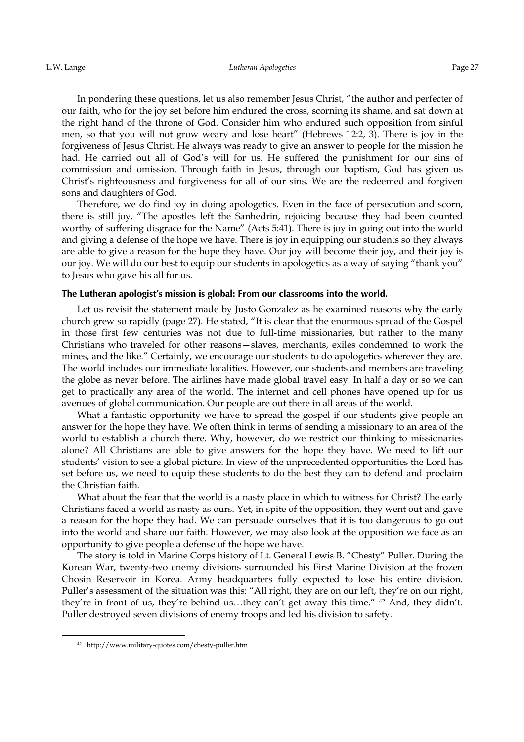In pondering these questions, let us also remember Jesus Christ, "the author and perfecter of our faith, who for the joy set before him endured the cross, scorning its shame, and sat down at the right hand of the throne of God. Consider him who endured such opposition from sinful men, so that you will not grow weary and lose heart" (Hebrews 12:2, 3). There is joy in the forgiveness of Jesus Christ. He always was ready to give an answer to people for the mission he had. He carried out all of God's will for us. He suffered the punishment for our sins of commission and omission. Through faith in Jesus, through our baptism, God has given us Christ's righteousness and forgiveness for all of our sins. We are the redeemed and forgiven sons and daughters of God.

Therefore, we do find joy in doing apologetics. Even in the face of persecution and scorn, there is still joy. "The apostles left the Sanhedrin, rejoicing because they had been counted worthy of suffering disgrace for the Name" (Acts 5:41). There is joy in going out into the world and giving a defense of the hope we have. There is joy in equipping our students so they always are able to give a reason for the hope they have. Our joy will become their joy, and their joy is our joy. We will do our best to equip our students in apologetics as a way of saying "thank you" to Jesus who gave his all for us.

**The Lutheran apologist's mission is global: From our classrooms into the world.**

Let us revisit the statement made by Justo Gonzalez as he examined reasons why the early church grew so rapidly (page 27). He stated, "It is clear that the enormous spread of the Gospel in those first few centuries was not due to full-time missionaries, but rather to the many Christians who traveled for other reasons—slaves, merchants, exiles condemned to work the mines, and the like." Certainly, we encourage our students to do apologetics wherever they are. The world includes our immediate localities. However, our students and members are traveling the globe as never before. The airlines have made global travel easy. In half a day or so we can get to practically any area of the world. The internet and cell phones have opened up for us avenues of global communication. Our people are out there in all areas of the world.

What a fantastic opportunity we have to spread the gospel if our students give people an answer for the hope they have. We often think in terms of sending a missionary to an area of the world to establish a church there. Why, however, do we restrict our thinking to missionaries alone? All Christians are able to give answers for the hope they have. We need to lift our students' vision to see a global picture. In view of the unprecedented opportunities the Lord has set before us, we need to equip these students to do the best they can to defend and proclaim the Christian faith.

What about the fear that the world is a nasty place in which to witness for Christ? The early Christians faced a world as nasty as ours. Yet, in spite of the opposition, they went out and gave a reason for the hope they had. We can persuade ourselves that it is too dangerous to go out into the world and share our faith. However, we may also look at the opposition we face as an opportunity to give people a defense of the hope we have.

The story is told in Marine Corps history of Lt. General Lewis B. "Chesty" Puller. During the Korean War, twenty-two enemy divisions surrounded his First Marine Division at the frozen Chosin Reservoir in Korea. Army headquarters fully expected to lose his entire division. Puller's assessment of the situation was this: "All right, they are on our left, they're on our right, they're in front of us, they're behind us…they can't get away this time." [42] And, they didn't. Puller destroyed seven divisions of enemy troops and led his division to safety.

---

[42] http://www.military-quotes.com/chesty-puller.htm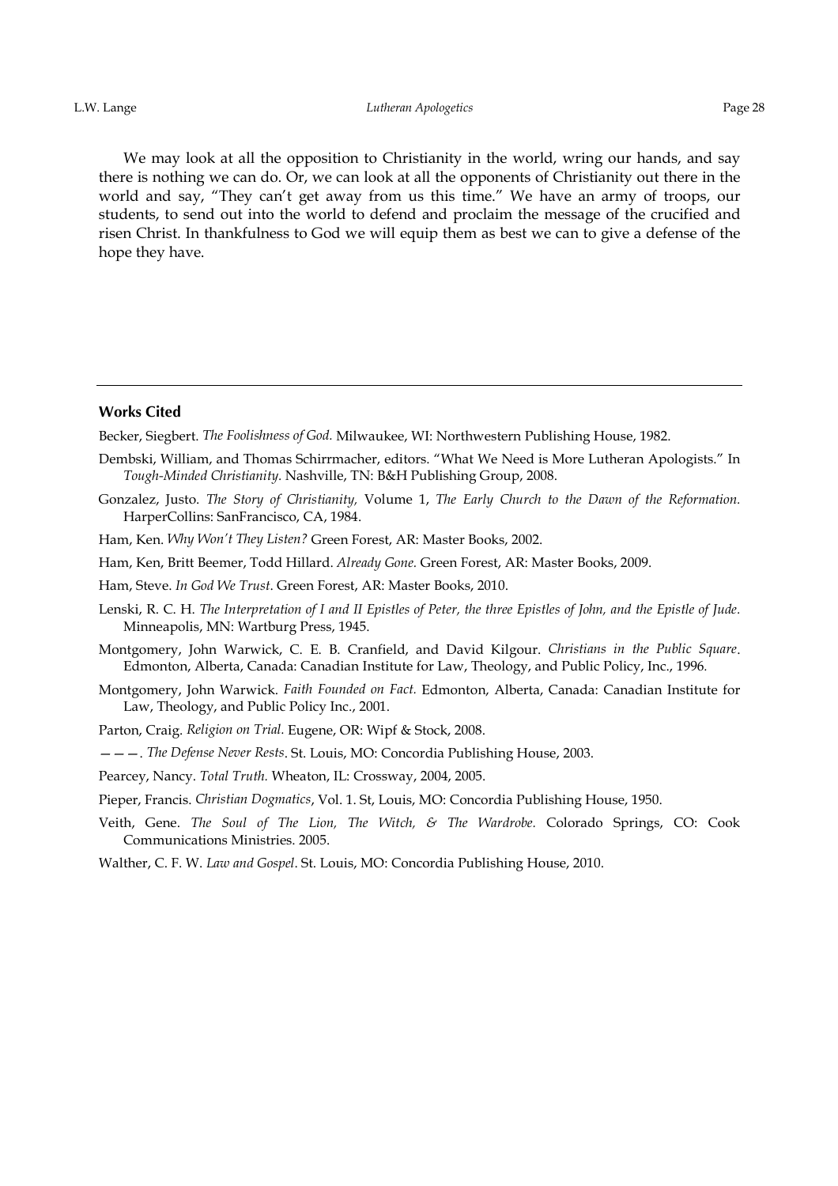We may look at all the opposition to Christianity in the world, wring our hands, and say there is nothing we can do. Or, we can look at all the opponents of Christianity out there in the world and say, "They can't get away from us this time." We have an army of troops, our students, to send out into the world to defend and proclaim the message of the crucified and risen Christ. In thankfulness to God we will equip them as best we can to give a defense of the hope they have.

---

### Works Cited

Becker, Siegbert. *The Foolishness of God.* Milwaukee, WI: Northwestern Publishing House, 1982.

Dembski, William, and Thomas Schirrmacher, editors. "What We Need is More Lutheran Apologists." In *Tough-Minded Christianity.* Nashville, TN: B&H Publishing Group, 2008.

Gonzalez, Justo. *The Story of Christianity,* Volume 1, *The Early Church to the Dawn of the Reformation.* HarperCollins: SanFrancisco, CA, 1984.

Ham, Ken. *Why Won't They Listen?* Green Forest, AR: Master Books, 2002.

Ham, Ken, Britt Beemer, Todd Hillard. *Already Gone.* Green Forest, AR: Master Books, 2009.

Ham, Steve. *In God We Trust*. Green Forest, AR: Master Books, 2010.

Lenski, R. C. H. *The Interpretation of I and II Epistles of Peter, the three Epistles of John, and the Epistle of Jude.* Minneapolis, MN: Wartburg Press, 1945.

Montgomery, John Warwick, C. E. B. Cranfield, and David Kilgour. *Christians in the Public Square*. Edmonton, Alberta, Canada: Canadian Institute for Law, Theology, and Public Policy, Inc., 1996.

Montgomery, John Warwick. *Faith Founded on Fact.* Edmonton, Alberta, Canada: Canadian Institute for Law, Theology, and Public Policy Inc., 2001.

Parton, Craig. *Religion on Trial.* Eugene, OR: Wipf & Stock, 2008.

———. *The Defense Never Rests*. St. Louis, MO: Concordia Publishing House, 2003.

Pearcey, Nancy. *Total Truth.* Wheaton, IL: Crossway, 2004, 2005.

Pieper, Francis. *Christian Dogmatics*, Vol. 1. St, Louis, MO: Concordia Publishing House, 1950.

Veith, Gene. *The Soul of The Lion, The Witch, & The Wardrobe.* Colorado Springs, CO: Cook Communications Ministries. 2005.

Walther, C. F. W. *Law and Gospel*. St. Louis, MO: Concordia Publishing House, 2010.